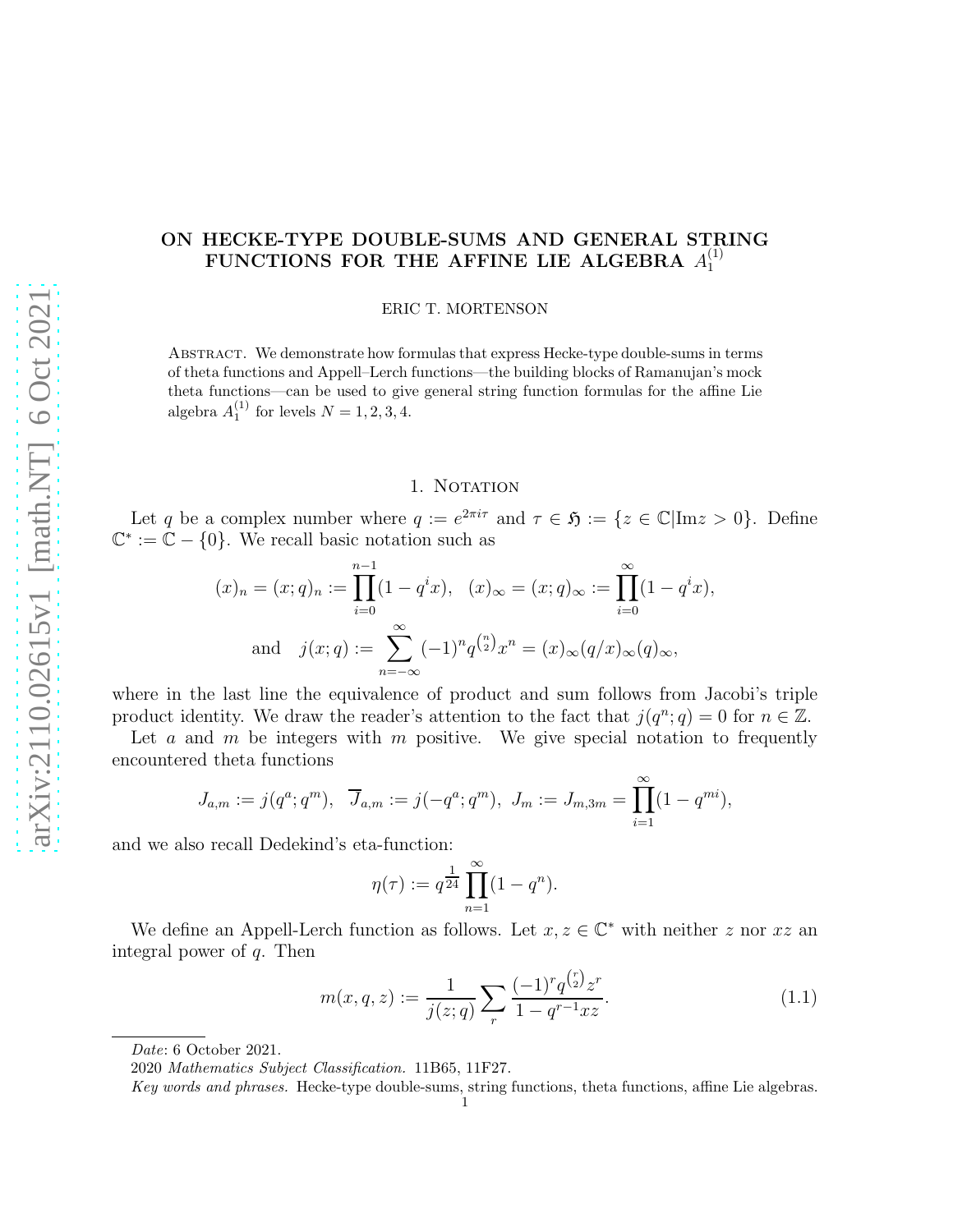# ON HECKE-TYPE DOUBLE-SUMS AND GENERAL STRING FUNCTIONS FOR THE AFFINE LIE ALGEBRA $A_1^{(1)}$

ERIC T. MORTENSON

Abstract. We demonstrate how formulas that express Hecke-type double-sums in terms of theta functions and Appell–Lerch functions—the building blocks of Ramanujan's mock theta functions—can be used to give general string function formulas for the affine Lie algebra $A_1^{(1)}$ for levels $N = 1, 2, 3, 4$.

## 1. Notation

Let $q$ be a complex number where $q := e^{2\pi i\tau}$ and $\tau \in \mathfrak{H} := \{z \in \mathbb{C} | \text{Im}z > 0\}$. Define $\mathbb{C}^* := \mathbb{C} - \{0\}$. We recall basic notation such as

$$(x)_n = (x;q)_n := \prod_{i=0}^{n-1}(1-q^ix), \quad (x)_\infty = (x;q)_\infty := \prod_{i=0}^{\infty}(1-q^ix),$$
$$\text{and} \quad j(x;q) := \sum_{n=-\infty}^{\infty}(-1)^nq^{\binom{n}{2}}x^n = (x)_\infty(q/x)_\infty(q)_\infty,$$

where in the last line the equivalence of product and sum follows from Jacobi's triple product identity. We draw the reader's attention to the fact that $j(q^n;q) = 0$ for $n \in \mathbb{Z}$.

Let $a$ and $m$ be integers with $m$ positive. We give special notation to frequently encountered theta functions

$$J_{a,m} := j(q^a;q^m), \quad \overline{J}_{a,m} := j(-q^a;q^m), \ J_m := J_{m,3m} = \prod_{i=1}^{\infty}(1-q^{mi}),$$

and we also recall Dedekind's eta-function:

$$\eta(\tau) := q^{\frac{1}{24}}\prod_{n=1}^{\infty}(1-q^n).$$

We define an Appell-Lerch function as follows. Let $x, z \in \mathbb{C}^*$ with neither $z$ nor $xz$ an integral power of $q$. Then

$$m(x,q,z) := \frac{1}{j(z;q)}\sum_r \frac{(-1)^rq^{\binom{r}{2}}z^r}{1-q^{r-1}xz}. \tag{1.1}$$

---

*Date*: 6 October 2021.

2020 *Mathematics Subject Classification.* 11B65, 11F27.

*Key words and phrases.* Hecke-type double-sums, string functions, theta functions, affine Lie algebras.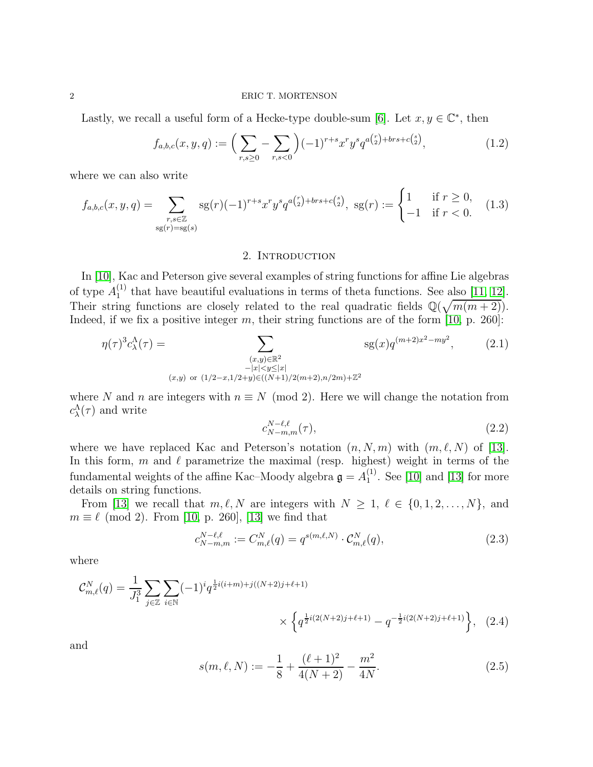Lastly, we recall a useful form of a Hecke-type double-sum [6]. Let $x, y \in \mathbb{C}^*$, then

$$f_{a,b,c}(x,y,q) := \Big( \sum_{r,s\geq 0} - \sum_{r,s<0} \Big) (-1)^{r+s} x^r y^s q^{a\binom{r}{2}+brs+c\binom{s}{2}}, \tag{1.2}$$

where we can also write

$$f_{a,b,c}(x,y,q) = \sum_{\substack{r,s\in\mathbb{Z}\\ \mathrm{sg}(r)=\mathrm{sg}(s)}} \mathrm{sg}(r)(-1)^{r+s} x^r y^s q^{a\binom{r}{2}+brs+c\binom{s}{2}},\ \mathrm{sg}(r) := \begin{cases} 1 & \text{if } r \geq 0, \\ -1 & \text{if } r < 0. \end{cases} \tag{1.3}$$

## 2. Introduction

In [10], Kac and Peterson give several examples of string functions for affine Lie algebras of type $A_1^{(1)}$ that have beautiful evaluations in terms of theta functions. See also [11, 12]. Their string functions are closely related to the real quadratic fields $\mathbb{Q}(\sqrt{m(m+2)})$. Indeed, if we fix a positive integer $m$, their string functions are of the form [10, p. 260]:

$$\eta(\tau)^3 c_\lambda^\Lambda(\tau) = \sum_{\substack{(x,y)\in\mathbb{R}^2 \\ -|x|<y\leq|x| \\ (x,y) \text{ or } (1/2-x,1/2+y)\in((N+1)/2(m+2),n/2m)+\mathbb{Z}^2}} \mathrm{sg}(x) q^{(m+2)x^2-my^2}, \tag{2.1}$$

where $N$ and $n$ are integers with $n \equiv N \pmod 2$. Here we will change the notation from $c_\lambda^\Lambda(\tau)$ and write

$$c_{N-m,m}^{N-\ell,\ell}(\tau), \tag{2.2}$$

where we have replaced Kac and Peterson's notation $(n, N, m)$ with $(m, \ell, N)$ of [13]. In this form, $m$ and $\ell$ parametrize the maximal (resp. highest) weight in terms of the fundamental weights of the affine Kac–Moody algebra $\mathfrak{g} = A_1^{(1)}$. See [10] and [13] for more details on string functions.

From [13] we recall that $m, \ell, N$ are integers with $N \geq 1$, $\ell \in \{0, 1, 2, \ldots, N\}$, and $m \equiv \ell \pmod 2$. From [10, p. 260], [13] we find that

$$c_{N-m,m}^{N-\ell,\ell} := C_{m,\ell}^N(q) = q^{s(m,\ell,N)} \cdot \mathcal{C}_{m,\ell}^N(q), \tag{2.3}$$

where

$$\mathcal{C}_{m,\ell}^N(q) = \frac{1}{J_1^3} \sum_{j\in\mathbb{Z}} \sum_{i\in\mathbb{N}} (-1)^i q^{\frac{1}{2}i(i+m)+j((N+2)j+\ell+1)} \times \Big\{ q^{\frac{1}{2}i(2(N+2)j+\ell+1)} - q^{-\frac{1}{2}i(2(N+2)j+\ell+1)} \Big\}, \tag{2.4}$$

and

$$s(m,\ell,N) := -\frac{1}{8} + \frac{(\ell+1)^2}{4(N+2)} - \frac{m^2}{4N}. \tag{2.5}$$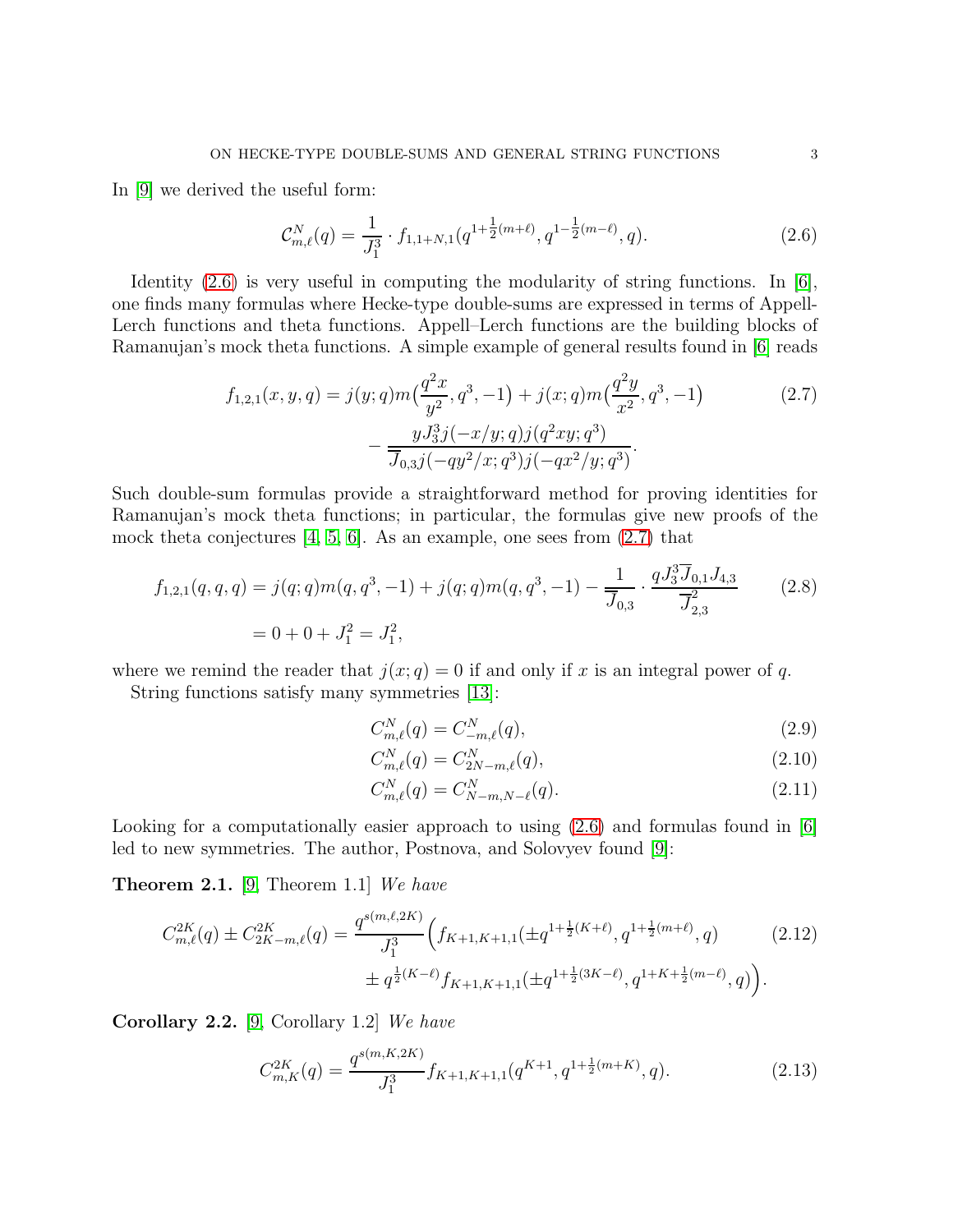In [9] we derived the useful form:

$$\mathcal{C}^{N}_{m,\ell}(q) = \frac{1}{J_1^3} \cdot f_{1,1+N,1}(q^{1+\frac{1}{2}(m+\ell)}, q^{1-\frac{1}{2}(m-\ell)}, q). \tag{2.6}$$

Identity (2.6) is very useful in computing the modularity of string functions. In [6], one finds many formulas where Hecke-type double-sums are expressed in terms of Appell-Lerch functions and theta functions. Appell–Lerch functions are the building blocks of Ramanujan's mock theta functions. A simple example of general results found in [6] reads

$$\begin{aligned} f_{1,2,1}(x,y,q) &= j(y;q)m\big(\frac{q^2x}{y^2}, q^3, -1\big) + j(x;q)m\big(\frac{q^2y}{x^2}, q^3, -1\big) \\ &\quad - \frac{yJ_3^3 j(-x/y;q) j(q^2xy;q^3)}{\overline{J}_{0,3} j(-qy^2/x;q^3) j(-qx^2/y;q^3)}. \end{aligned} \tag{2.7}$$

Such double-sum formulas provide a straightforward method for proving identities for Ramanujan's mock theta functions; in particular, the formulas give new proofs of the mock theta conjectures [4, 5, 6]. As an example, one sees from (2.7) that

$$\begin{aligned} f_{1,2,1}(q,q,q) &= j(q;q)m(q,q^3,-1) + j(q;q)m(q,q^3,-1) - \frac{1}{\overline{J}_{0,3}} \cdot \frac{qJ_3^3 \overline{J}_{0,1} J_{4,3}}{\overline{J}_{2,3}^2} \\ &= 0 + 0 + J_1^2 = J_1^2, \end{aligned} \tag{2.8}$$

where we remind the reader that $j(x;q) = 0$ if and only if $x$ is an integral power of $q$.

String functions satisfy many symmetries [13]:

$$C^N_{m,\ell}(q) = C^N_{-m,\ell}(q), \tag{2.9}$$

$$C^N_{m,\ell}(q) = C^N_{2N-m,\ell}(q), \tag{2.10}$$

$$C^N_{m,\ell}(q) = C^N_{N-m,N-\ell}(q). \tag{2.11}$$

Looking for a computationally easier approach to using (2.6) and formulas found in [6] led to new symmetries. The author, Postnova, and Solovyev found [9]:

**Theorem 2.1.** [9, Theorem 1.1] *We have*

$$\begin{aligned} C^{2K}_{m,\ell}(q) \pm C^{2K}_{2K-m,\ell}(q) &= \frac{q^{s(m,\ell,2K)}}{J_1^3} \Big( f_{K+1,K+1,1}(\pm q^{1+\frac{1}{2}(K+\ell)}, q^{1+\frac{1}{2}(m+\ell)}, q) \\ &\quad \pm q^{\frac{1}{2}(K-\ell)} f_{K+1,K+1,1}(\pm q^{1+\frac{1}{2}(3K-\ell)}, q^{1+K+\frac{1}{2}(m-\ell)}, q) \Big). \end{aligned} \tag{2.12}$$

**Corollary 2.2.** [9, Corollary 1.2] *We have*

$$C^{2K}_{m,K}(q) = \frac{q^{s(m,K,2K)}}{J_1^3} f_{K+1,K+1,1}(q^{K+1}, q^{1+\frac{1}{2}(m+K)}, q). \tag{2.13}$$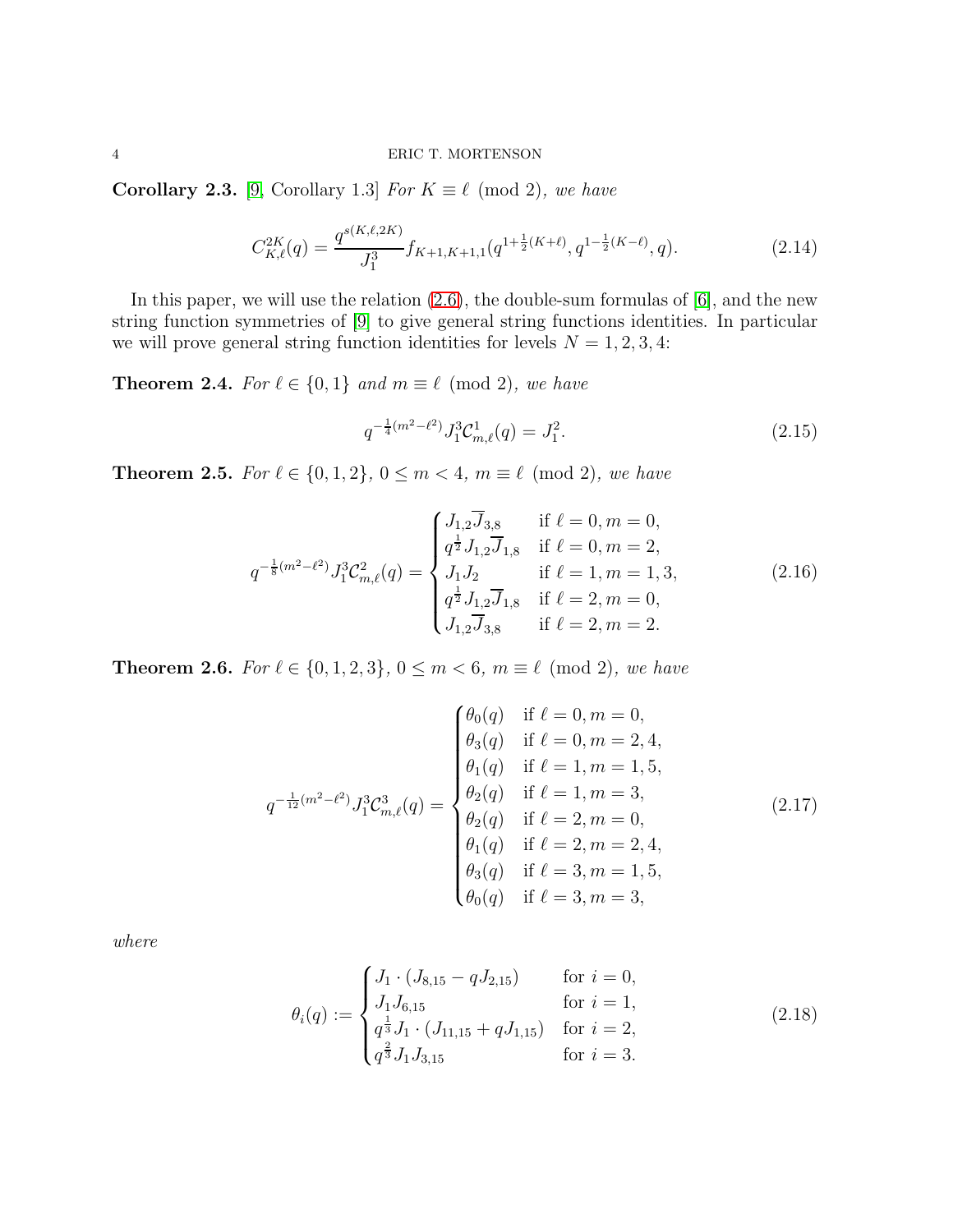**Corollary 2.3.** [9, Corollary 1.3] *For $K \equiv \ell \pmod 2$, we have*

$$C_{K,\ell}^{2K}(q) = \frac{q^{s(K,\ell,2K)}}{J_1^3} f_{K+1,K+1,1}(q^{1+\frac{1}{2}(K+\ell)}, q^{1-\frac{1}{2}(K-\ell)}, q). \tag{2.14}$$

In this paper, we will use the relation (2.6), the double-sum formulas of [6], and the new string function symmetries of [9] to give general string functions identities. In particular we will prove general string function identities for levels $N = 1, 2, 3, 4$:

**Theorem 2.4.** *For $\ell \in \{0, 1\}$ and $m \equiv \ell \pmod 2$, we have*

$$q^{-\frac{1}{4}(m^2-\ell^2)} J_1^3 \mathcal{C}_{m,\ell}^1(q) = J_1^2. \tag{2.15}$$

**Theorem 2.5.** *For $\ell \in \{0, 1, 2\}$, $0 \le m < 4$, $m \equiv \ell \pmod 2$, we have*

$$q^{-\frac{1}{8}(m^2-\ell^2)} J_1^3 \mathcal{C}_{m,\ell}^2(q) = \begin{cases} J_{1,2}\overline{J}_{3,8} & \text{if } \ell = 0, m = 0, \\ q^{\frac{1}{2}} J_{1,2}\overline{J}_{1,8} & \text{if } \ell = 0, m = 2, \\ J_1 J_2 & \text{if } \ell = 1, m = 1, 3, \\ q^{\frac{1}{2}} J_{1,2}\overline{J}_{1,8} & \text{if } \ell = 2, m = 0, \\ J_{1,2}\overline{J}_{3,8} & \text{if } \ell = 2, m = 2. \end{cases} \tag{2.16}$$

**Theorem 2.6.** *For $\ell \in \{0, 1, 2, 3\}$, $0 \le m < 6$, $m \equiv \ell \pmod 2$, we have*

$$q^{-\frac{1}{12}(m^2-\ell^2)} J_1^3 \mathcal{C}_{m,\ell}^3(q) = \begin{cases} \theta_0(q) & \text{if } \ell = 0, m = 0, \\ \theta_3(q) & \text{if } \ell = 0, m = 2, 4, \\ \theta_1(q) & \text{if } \ell = 1, m = 1, 5, \\ \theta_2(q) & \text{if } \ell = 1, m = 3, \\ \theta_2(q) & \text{if } \ell = 2, m = 0, \\ \theta_1(q) & \text{if } \ell = 2, m = 2, 4, \\ \theta_3(q) & \text{if } \ell = 3, m = 1, 5, \\ \theta_0(q) & \text{if } \ell = 3, m = 3, \end{cases} \tag{2.17}$$

*where*

$$\theta_i(q) := \begin{cases} J_1 \cdot (J_{8,15} - qJ_{2,15}) & \text{for } i = 0, \\ J_1 J_{6,15} & \text{for } i = 1, \\ q^{\frac{1}{3}} J_1 \cdot (J_{11,15} + qJ_{1,15}) & \text{for } i = 2, \\ q^{\frac{2}{3}} J_1 J_{3,15} & \text{for } i = 3. \end{cases} \tag{2.18}$$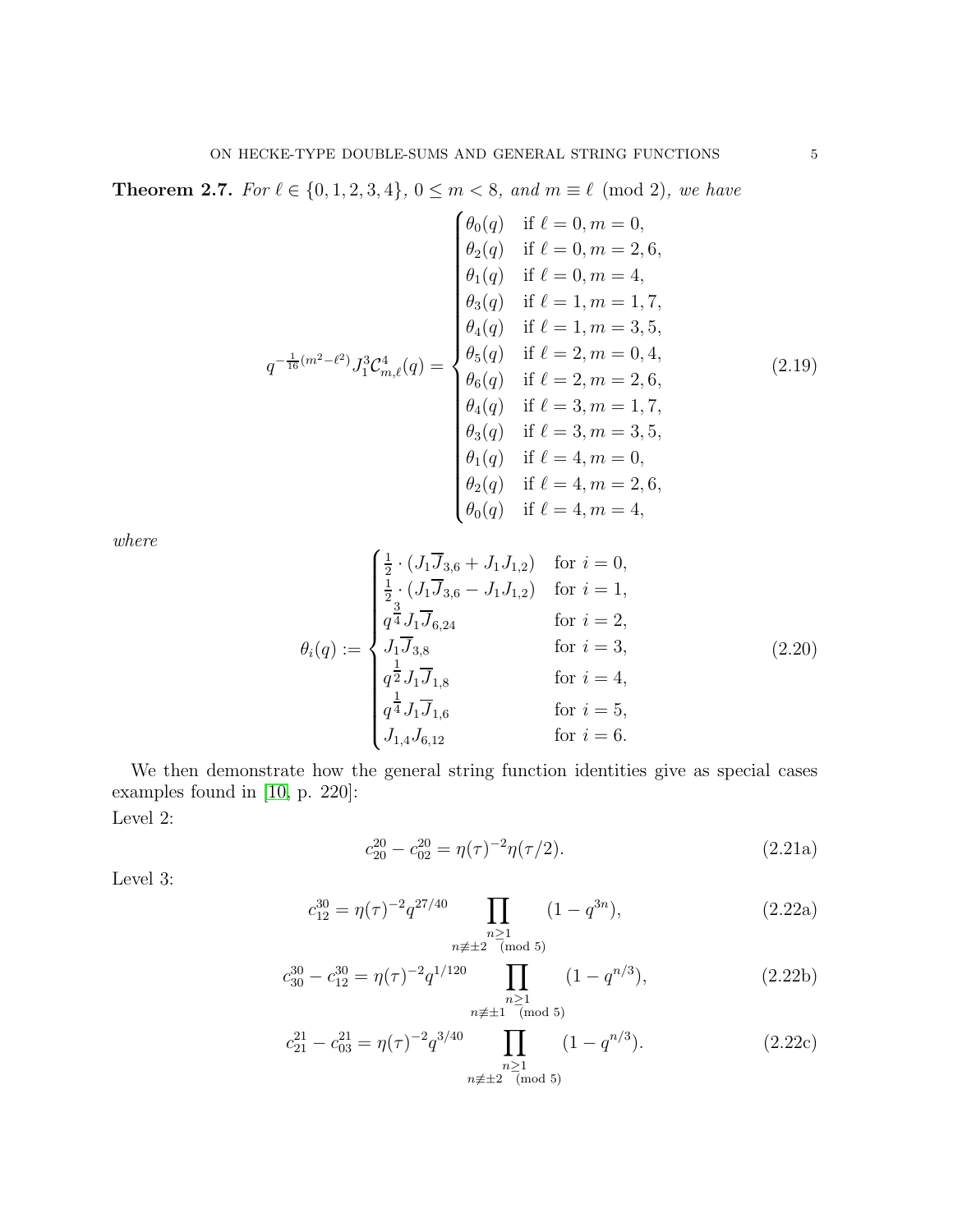**Theorem 2.7.** *For $\ell \in \{0,1,2,3,4\}$, $0 \le m < 8$, and $m \equiv \ell \pmod 2$, we have*

$$q^{-\frac{1}{16}(m^2-\ell^2)} J_1^3 \mathcal{C}^4_{m,\ell}(q) = \begin{cases} \theta_0(q) & \text{if } \ell = 0, m = 0, \\ \theta_2(q) & \text{if } \ell = 0, m = 2, 6, \\ \theta_1(q) & \text{if } \ell = 0, m = 4, \\ \theta_3(q) & \text{if } \ell = 1, m = 1, 7, \\ \theta_4(q) & \text{if } \ell = 1, m = 3, 5, \\ \theta_5(q) & \text{if } \ell = 2, m = 0, 4, \\ \theta_6(q) & \text{if } \ell = 2, m = 2, 6, \\ \theta_4(q) & \text{if } \ell = 3, m = 1, 7, \\ \theta_3(q) & \text{if } \ell = 3, m = 3, 5, \\ \theta_1(q) & \text{if } \ell = 4, m = 0, \\ \theta_2(q) & \text{if } \ell = 4, m = 2, 6, \\ \theta_0(q) & \text{if } \ell = 4, m = 4, \end{cases} \tag{2.19}$$

*where*

$$\theta_i(q) := \begin{cases} \frac{1}{2} \cdot (J_1 \overline{J}_{3,6} + J_1 J_{1,2}) & \text{for } i = 0, \\ \frac{1}{2} \cdot (J_1 \overline{J}_{3,6} - J_1 J_{1,2}) & \text{for } i = 1, \\ q^{\frac{3}{4}} J_1 \overline{J}_{6,24} & \text{for } i = 2, \\ J_1 \overline{J}_{3,8} & \text{for } i = 3, \\ q^{\frac{1}{2}} J_1 \overline{J}_{1,8} & \text{for } i = 4, \\ q^{\frac{1}{4}} J_1 \overline{J}_{1,6} & \text{for } i = 5, \\ J_{1,4} J_{6,12} & \text{for } i = 6. \end{cases} \tag{2.20}$$

We then demonstrate how the general string function identities give as special cases examples found in [10, p. 220]:

Level 2:

$$c^{20}_{20} - c^{20}_{02} = \eta(\tau)^{-2} \eta(\tau/2). \tag{2.21a}$$

Level 3:

$$c^{30}_{12} = \eta(\tau)^{-2} q^{27/40} \prod_{\substack{n \ge 1 \\ n \not\equiv \pm 2 \pmod 5}} (1 - q^{3n}), \tag{2.22a}$$

$$c^{30}_{30} - c^{30}_{12} = \eta(\tau)^{-2} q^{1/120} \prod_{\substack{n \ge 1 \\ n \not\equiv \pm 1 \pmod 5}} (1 - q^{n/3}), \tag{2.22b}$$

$$c^{21}_{21} - c^{21}_{03} = \eta(\tau)^{-2} q^{3/40} \prod_{\substack{n \ge 1 \\ n \not\equiv \pm 2 \pmod 5}} (1 - q^{n/3}). \tag{2.22c}$$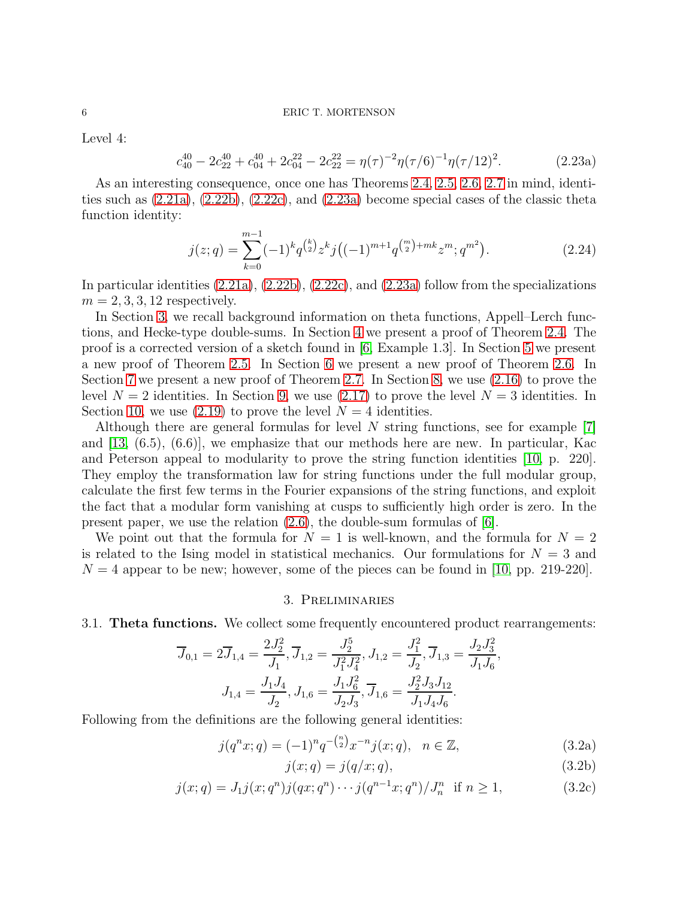Level 4:

$$c_{40}^{40} - 2c_{22}^{40} + c_{04}^{40} + 2c_{04}^{22} - 2c_{22}^{22} = \eta(\tau)^{-2}\eta(\tau/6)^{-1}\eta(\tau/12)^{2}. \tag{2.23a}$$

As an interesting consequence, once one has Theorems 2.4, 2.5, 2.6, 2.7 in mind, identities such as (2.21a), (2.22b), (2.22c), and (2.23a) become special cases of the classic theta function identity:

$$j(z;q) = \sum_{k=0}^{m-1} (-1)^k q^{\binom{k}{2}} z^k j\big((-1)^{m+1} q^{\binom{m}{2}+mk} z^m; q^{m^2}\big). \tag{2.24}$$

In particular identities (2.21a), (2.22b), (2.22c), and (2.23a) follow from the specializations $m = 2, 3, 3, 12$ respectively.

In Section 3, we recall background information on theta functions, Appell–Lerch functions, and Hecke-type double-sums. In Section 4 we present a proof of Theorem 2.4. The proof is a corrected version of a sketch found in [6, Example 1.3]. In Section 5 we present a new proof of Theorem 2.5. In Section 6 we present a new proof of Theorem 2.6. In Section 7 we present a new proof of Theorem 2.7. In Section 8, we use (2.16) to prove the level $N = 2$ identities. In Section 9, we use (2.17) to prove the level $N = 3$ identities. In Section 10, we use (2.19) to prove the level $N = 4$ identities.

Although there are general formulas for level $N$ string functions, see for example [7] and [13, (6.5), (6.6)], we emphasize that our methods here are new. In particular, Kac and Peterson appeal to modularity to prove the string function identities [10, p. 220]. They employ the transformation law for string functions under the full modular group, calculate the first few terms in the Fourier expansions of the string functions, and exploit the fact that a modular form vanishing at cusps to sufficiently high order is zero. In the present paper, we use the relation (2.6), the double-sum formulas of [6].

We point out that the formula for $N = 1$ is well-known, and the formula for $N = 2$ is related to the Ising model in statistical mechanics. Our formulations for $N = 3$ and $N = 4$ appear to be new; however, some of the pieces can be found in [10, pp. 219-220].

## 3. Preliminaries

**3.1. Theta functions.** We collect some frequently encountered product rearrangements:

$$\overline{J}_{0,1} = 2\overline{J}_{1,4} = \frac{2J_2^2}{J_1}, \overline{J}_{1,2} = \frac{J_2^5}{J_1^2 J_4^2}, J_{1,2} = \frac{J_1^2}{J_2}, \overline{J}_{1,3} = \frac{J_2 J_3^2}{J_1 J_6},$$

$$J_{1,4} = \frac{J_1 J_4}{J_2}, J_{1,6} = \frac{J_1 J_6^2}{J_2 J_3}, \overline{J}_{1,6} = \frac{J_2^2 J_3 J_{12}}{J_1 J_4 J_6}.$$

Following from the definitions are the following general identities:

$$j(q^n x; q) = (-1)^n q^{-\binom{n}{2}} x^{-n} j(x;q), \quad n \in \mathbb{Z}, \tag{3.2a}$$

$$j(x;q) = j(q/x;q), \tag{3.2b}$$

$$j(x;q) = J_1 j(x;q^n) j(qx;q^n) \cdots j(q^{n-1}x;q^n)/J_n^n \quad \text{if } n \geq 1, \tag{3.2c}$$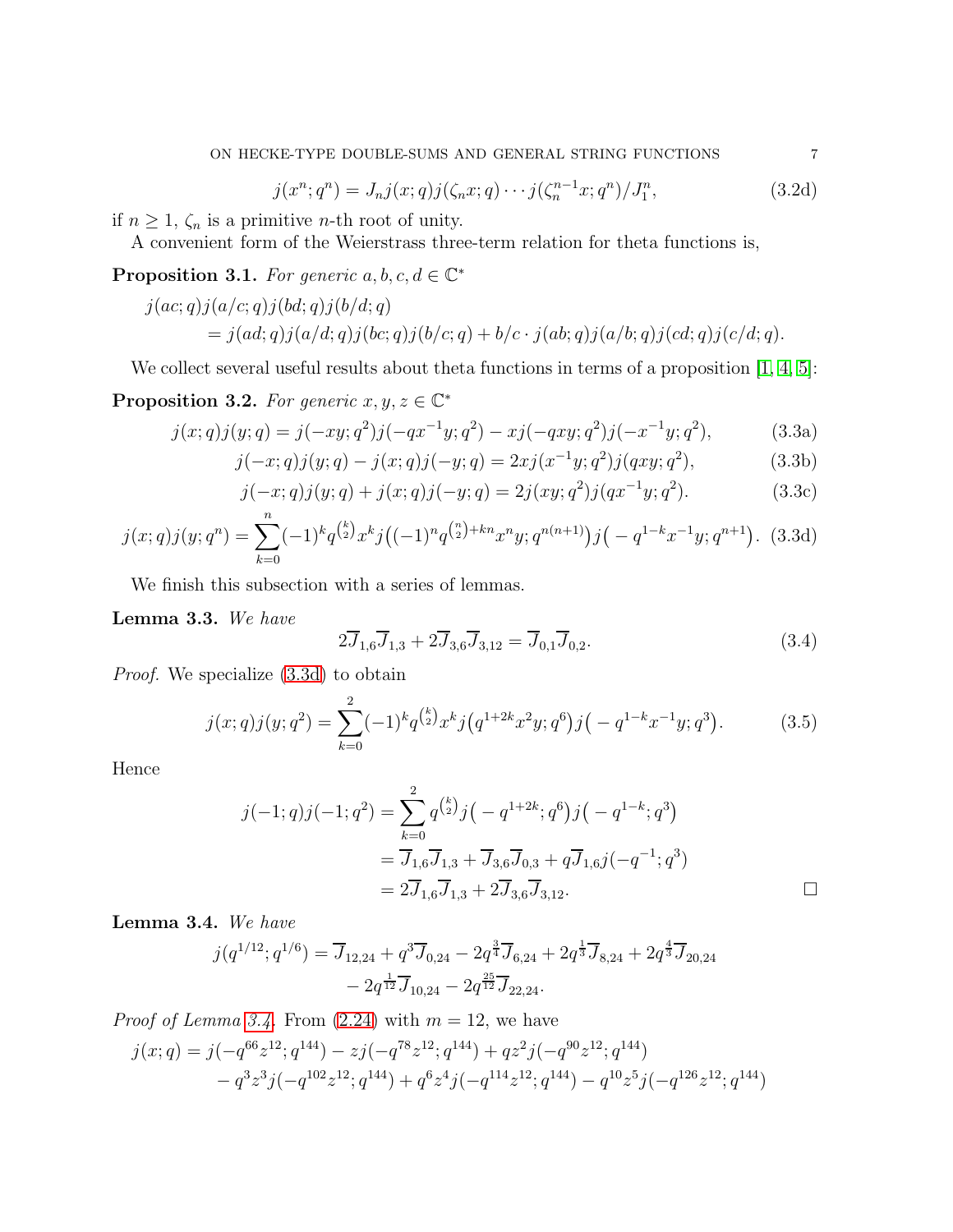$$j(x^n;q^n)=J_n j(x;q)j(\zeta_n x;q)\cdots j(\zeta_n^{n-1}x;q^n)/J_1^n, \tag{3.2d}$$

if $n\geq 1$, $\zeta_n$ is a primitive $n$-th root of unity.

A convenient form of the Weierstrass three-term relation for theta functions is,

**Proposition 3.1.** *For generic $a,b,c,d\in\mathbb{C}^*$*

$$\begin{aligned}
&j(ac;q)j(a/c;q)j(bd;q)j(b/d;q)\\
&\qquad =j(ad;q)j(a/d;q)j(bc;q)j(b/c;q)+b/c\cdot j(ab;q)j(a/b;q)j(cd;q)j(c/d;q).
\end{aligned}$$

We collect several useful results about theta functions in terms of a proposition [1, 4, 5]:

**Proposition 3.2.** *For generic $x,y,z\in\mathbb{C}^*$*

$$j(x;q)j(y;q)=j(-xy;q^2)j(-qx^{-1}y;q^2)-xj(-qxy;q^2)j(-x^{-1}y;q^2), \tag{3.3a}$$

$$j(-x;q)j(y;q)-j(x;q)j(-y;q)=2xj(x^{-1}y;q^2)j(qxy;q^2), \tag{3.3b}$$

$$j(-x;q)j(y;q)+j(x;q)j(-y;q)=2j(xy;q^2)j(qx^{-1}y;q^2). \tag{3.3c}$$

$$j(x;q)j(y;q^n)=\sum_{k=0}^{n}(-1)^kq^{\binom{k}{2}}x^kj\big((-1)^nq^{\binom{n}{2}+kn}x^ny;q^{n(n+1)}\big)j\big(-q^{1-k}x^{-1}y;q^{n+1}\big). \tag{3.3d}$$

We finish this subsection with a series of lemmas.

**Lemma 3.3.** *We have*

$$2\overline{J}_{1,6}\overline{J}_{1,3}+2\overline{J}_{3,6}\overline{J}_{3,12}=\overline{J}_{0,1}\overline{J}_{0,2}. \tag{3.4}$$

*Proof.* We specialize (3.3d) to obtain

$$j(x;q)j(y;q^2)=\sum_{k=0}^{2}(-1)^kq^{\binom{k}{2}}x^kj\big(q^{1+2k}x^2y;q^6\big)j\big(-q^{1-k}x^{-1}y;q^3\big). \tag{3.5}$$

Hence

$$\begin{aligned}
j(-1;q)j(-1;q^2)&=\sum_{k=0}^{2}q^{\binom{k}{2}}j\big(-q^{1+2k};q^6\big)j\big(-q^{1-k};q^3\big)\\
&=\overline{J}_{1,6}\overline{J}_{1,3}+\overline{J}_{3,6}\overline{J}_{0,3}+q\overline{J}_{1,6}j(-q^{-1};q^3)\\
&=2\overline{J}_{1,6}\overline{J}_{1,3}+2\overline{J}_{3,6}\overline{J}_{3,12}.
\end{aligned}$$

$\square$

**Lemma 3.4.** *We have*

$$\begin{aligned}
j(q^{1/12};q^{1/6})=\overline{J}_{12,24}+q^3\overline{J}_{0,24}-2q^{\frac{3}{4}}\overline{J}_{6,24}+2q^{\frac{1}{3}}\overline{J}_{8,24}+2q^{\frac{4}{3}}\overline{J}_{20,24}\\
-2q^{\frac{1}{12}}\overline{J}_{10,24}-2q^{\frac{25}{12}}\overline{J}_{22,24}.
\end{aligned}$$

*Proof of Lemma 3.4.* From (2.24) with $m=12$, we have

$$\begin{aligned}
j(x;q)&=j(-q^{66}z^{12};q^{144})-zj(-q^{78}z^{12};q^{144})+qz^2j(-q^{90}z^{12};q^{144})\\
&\quad -q^3z^3j(-q^{102}z^{12};q^{144})+q^6z^4j(-q^{114}z^{12};q^{144})-q^{10}z^5j(-q^{126}z^{12};q^{144})
\end{aligned}$$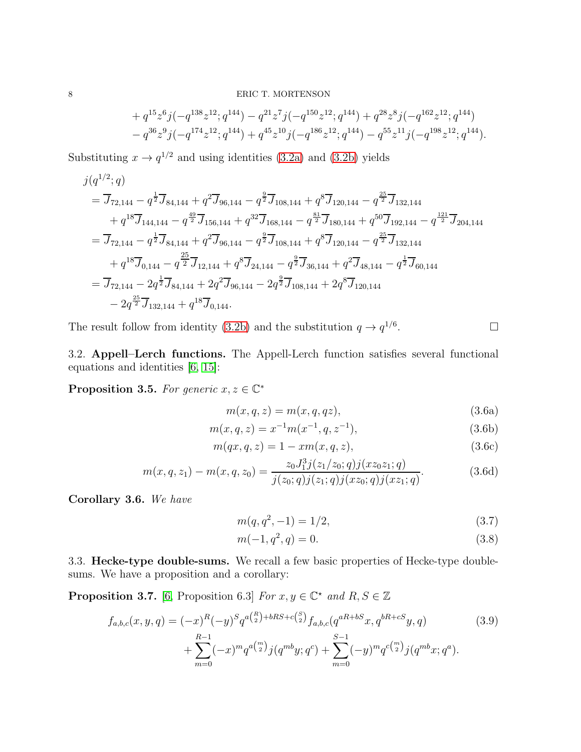$$
\begin{aligned}
&+ q^{15}z^6 j(-q^{138}z^{12};q^{144}) - q^{21}z^7 j(-q^{150}z^{12};q^{144}) + q^{28}z^8 j(-q^{162}z^{12};q^{144})\\
&- q^{36}z^9 j(-q^{174}z^{12};q^{144}) + q^{45}z^{10} j(-q^{186}z^{12};q^{144}) - q^{55}z^{11} j(-q^{198}z^{12};q^{144}).
\end{aligned}
$$

Substituting $x \to q^{1/2}$ and using identities (3.2a) and (3.2b) yields

$$
\begin{aligned}
&j(q^{1/2};q)\\
&= \overline{J}_{72,144} - q^{\frac{1}{2}}\overline{J}_{84,144} + q^{2}\overline{J}_{96,144} - q^{\frac{9}{2}}\overline{J}_{108,144} + q^{8}\overline{J}_{120,144} - q^{\frac{25}{2}}\overline{J}_{132,144}\\
&\quad + q^{18}\overline{J}_{144,144} - q^{\frac{49}{2}}\overline{J}_{156,144} + q^{32}\overline{J}_{168,144} - q^{\frac{81}{2}}\overline{J}_{180,144} + q^{50}\overline{J}_{192,144} - q^{\frac{121}{2}}\overline{J}_{204,144}\\
&= \overline{J}_{72,144} - q^{\frac{1}{2}}\overline{J}_{84,144} + q^{2}\overline{J}_{96,144} - q^{\frac{9}{2}}\overline{J}_{108,144} + q^{8}\overline{J}_{120,144} - q^{\frac{25}{2}}\overline{J}_{132,144}\\
&\quad + q^{18}\overline{J}_{0,144} - q^{\frac{25}{2}}\overline{J}_{12,144} + q^{8}\overline{J}_{24,144} - q^{\frac{9}{2}}\overline{J}_{36,144} + q^{2}\overline{J}_{48,144} - q^{\frac{1}{2}}\overline{J}_{60,144}\\
&= \overline{J}_{72,144} - 2q^{\frac{1}{2}}\overline{J}_{84,144} + 2q^{2}\overline{J}_{96,144} - 2q^{\frac{9}{2}}\overline{J}_{108,144} + 2q^{8}\overline{J}_{120,144}\\
&\quad - 2q^{\frac{25}{2}}\overline{J}_{132,144} + q^{18}\overline{J}_{0,144}.
\end{aligned}
$$

The result follow from identity (3.2b) and the substitution $q \to q^{1/6}$. $\square$

### 3.2. Appell–Lerch functions.

The Appell-Lerch function satisfies several functional equations and identities [6, 15]:

**Proposition 3.5.** *For generic $x, z \in \mathbb{C}^*$*

$$
m(x,q,z) = m(x,q,qz), \tag{3.6a}
$$

$$
m(x,q,z) = x^{-1}m(x^{-1},q,z^{-1}), \tag{3.6b}
$$

$$
m(qx,q,z) = 1 - xm(x,q,z), \tag{3.6c}
$$

$$
m(x,q,z_1) - m(x,q,z_0) = \frac{z_0 J_1^3 j(z_1/z_0;q) j(xz_0z_1;q)}{j(z_0;q)j(z_1;q)j(xz_0;q)j(xz_1;q)}. \tag{3.6d}
$$

**Corollary 3.6.** *We have*

$$
m(q,q^2,-1) = 1/2, \tag{3.7}
$$

$$
m(-1,q^2,q) = 0. \tag{3.8}
$$

### 3.3. Hecke-type double-sums.

We recall a few basic properties of Hecke-type double-sums. We have a proposition and a corollary:

**Proposition 3.7.** [6, Proposition 6.3] *For $x, y \in \mathbb{C}^{\star}$ and $R, S \in \mathbb{Z}$*

$$
\begin{aligned}
f_{a,b,c}(x,y,q) &= (-x)^R(-y)^S q^{a\binom{R}{2}+bRS+c\binom{S}{2}} f_{a,b,c}(q^{aR+bS}x, q^{bR+cS}y, q)\\
&\quad + \sum_{m=0}^{R-1}(-x)^m q^{a\binom{m}{2}} j(q^{mb}y;q^c) + \sum_{m=0}^{S-1}(-y)^m q^{c\binom{m}{2}} j(q^{mb}x;q^a).
\end{aligned} \tag{3.9}
$$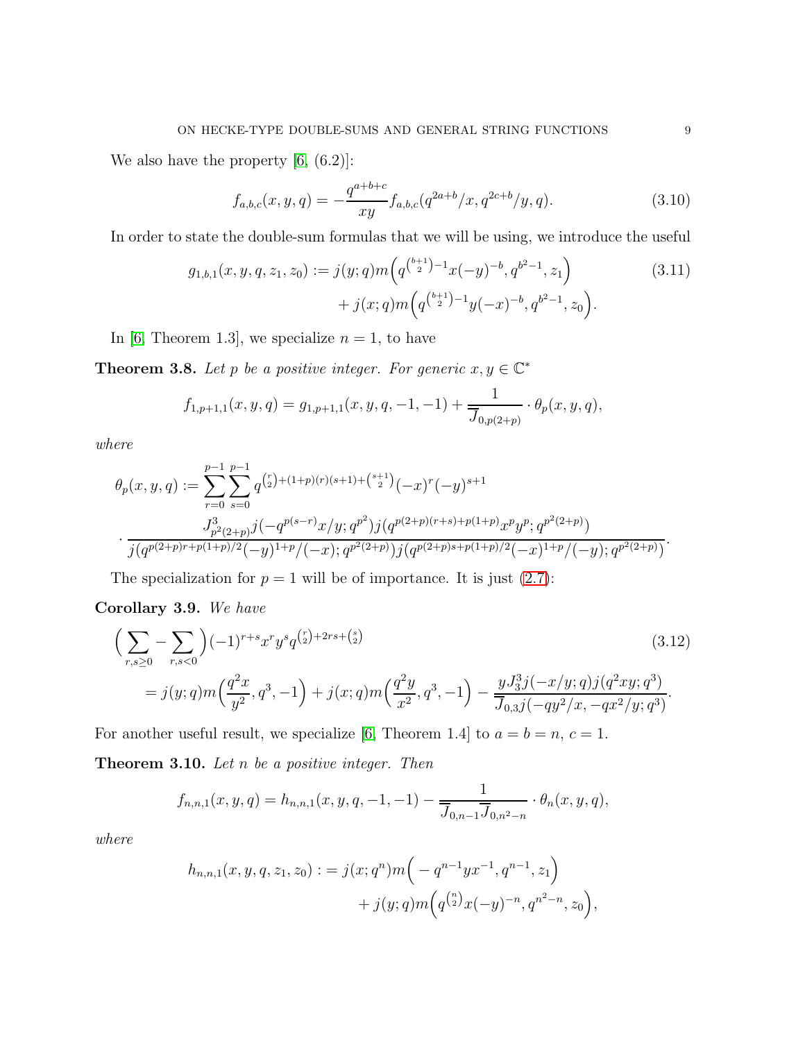We also have the property [6, (6.2)]:

$$f_{a,b,c}(x,y,q) = -\frac{q^{a+b+c}}{xy} f_{a,b,c}(q^{2a+b}/x, q^{2c+b}/y, q). \tag{3.10}$$

In order to state the double-sum formulas that we will be using, we introduce the useful

$$\begin{aligned} g_{1,b,1}(x,y,q,z_1,z_0) := &\, j(y;q) m\Big(q^{\binom{b+1}{2}-1}x(-y)^{-b}, q^{b^2-1}, z_1\Big) \\ &+ j(x;q) m\Big(q^{\binom{b+1}{2}-1}y(-x)^{-b}, q^{b^2-1}, z_0\Big). \end{aligned} \tag{3.11}$$

In [6, Theorem 1.3], we specialize $n=1$, to have

**Theorem 3.8.** *Let $p$ be a positive integer. For generic $x, y \in \mathbb{C}^*$*

$$f_{1,p+1,1}(x,y,q) = g_{1,p+1,1}(x,y,q,-1,-1) + \frac{1}{\overline{J}_{0,p(2+p)}} \cdot \theta_p(x,y,q),$$

*where*

$$\begin{aligned} \theta_p(x,y,q) := &\sum_{r=0}^{p-1}\sum_{s=0}^{p-1} q^{\binom{r}{2}+(1+p)(r)(s+1)+\binom{s+1}{2}}(-x)^r(-y)^{s+1} \\ &\cdot \frac{J_{p^2(2+p)}^3 j(-q^{p(s-r)}x/y;q^{p^2}) j(q^{p(2+p)(r+s)+p(1+p)}x^p y^p; q^{p^2(2+p)})}{j(q^{p(2+p)r+p(1+p)/2}(-y)^{1+p}/(-x);q^{p^2(2+p)}) j(q^{p(2+p)s+p(1+p)/2}(-x)^{1+p}/(-y);q^{p^2(2+p)})}. \end{aligned}$$

The specialization for $p=1$ will be of importance. It is just (2.7):

**Corollary 3.9.** *We have*

$$\begin{aligned} &\Big(\sum_{r,s\geq 0} - \sum_{r,s<0}\Big)(-1)^{r+s}x^r y^s q^{\binom{r}{2}+2rs+\binom{s}{2}} \\ &= j(y;q)m\Big(\frac{q^2x}{y^2}, q^3, -1\Big) + j(x;q)m\Big(\frac{q^2y}{x^2}, q^3, -1\Big) - \frac{yJ_3^3 j(-x/y;q) j(q^2xy;q^3)}{\overline{J}_{0,3} j(-qy^2/x, -qx^2/y;q^3)}. \end{aligned} \tag{3.12}$$

For another useful result, we specialize [6, Theorem 1.4] to $a=b=n$, $c=1$.

**Theorem 3.10.** *Let $n$ be a positive integer. Then*

$$f_{n,n,1}(x,y,q) = h_{n,n,1}(x,y,q,-1,-1) - \frac{1}{\overline{J}_{0,n-1}\overline{J}_{0,n^2-n}} \cdot \theta_n(x,y,q),$$

*where*

$$\begin{aligned} h_{n,n,1}(x,y,q,z_1,z_0) : = &\, j(x;q^n) m\Big(-q^{n-1}yx^{-1}, q^{n-1}, z_1\Big) \\ &+ j(y;q) m\Big(q^{\binom{n}{2}}x(-y)^{-n}, q^{n^2-n}, z_0\Big), \end{aligned}$$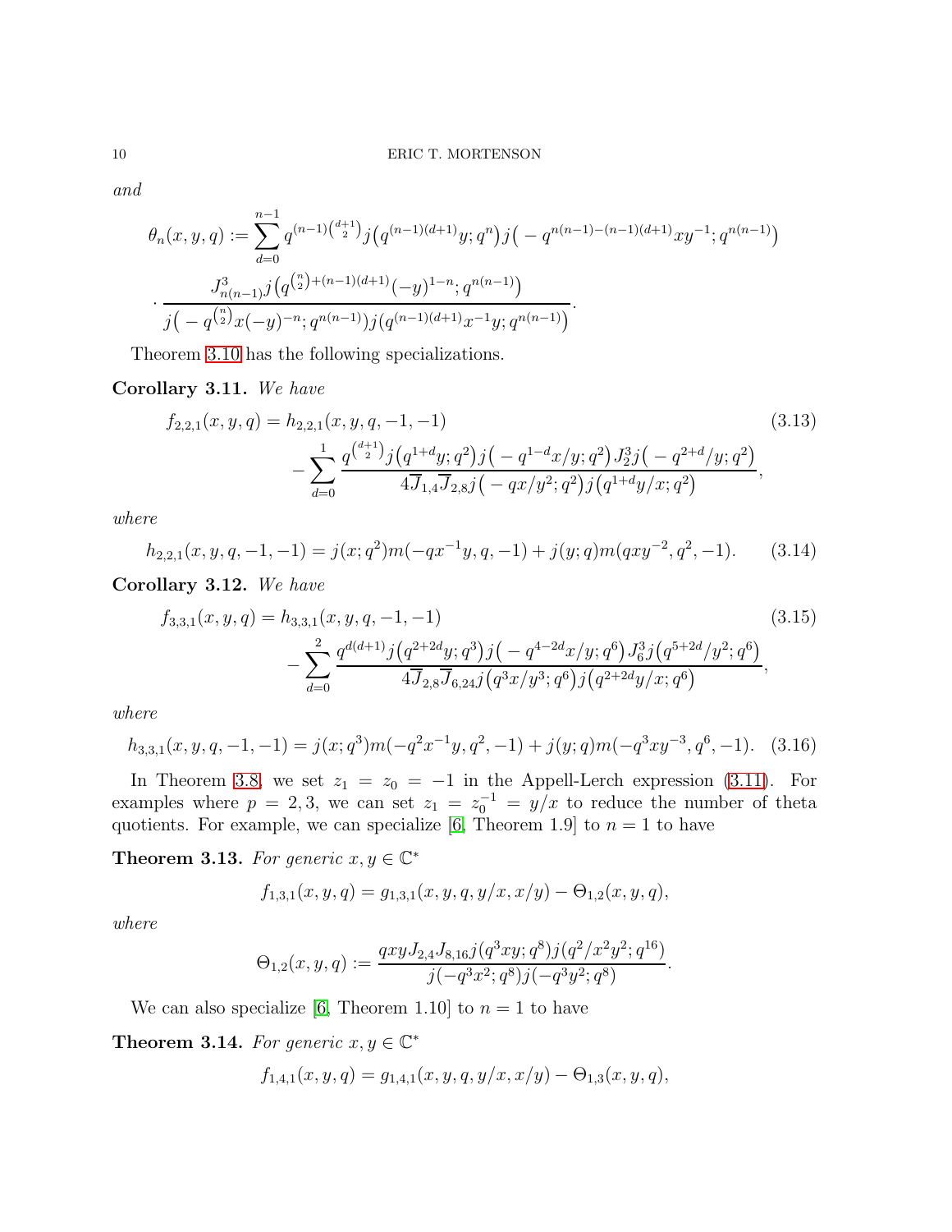*and*

$$\theta_n(x,y,q) := \sum_{d=0}^{n-1} q^{(n-1)\binom{d+1}{2}} j\big(q^{(n-1)(d+1)}y;q^n\big) j\big(-q^{n(n-1)-(n-1)(d+1)}xy^{-1};q^{n(n-1)}\big)$$
$$\cdot \frac{J_{n(n-1)}^3 j\big(q^{\binom{n}{2}+(n-1)(d+1)}(-y)^{1-n};q^{n(n-1)}\big)}{j\big(-q^{\binom{n}{2}}x(-y)^{-n};q^{n(n-1)}\big) j\big(q^{(n-1)(d+1)}x^{-1}y;q^{n(n-1)}\big)}.$$

Theorem 3.10 has the following specializations.

**Corollary 3.11.** *We have*

$$f_{2,2,1}(x,y,q) = h_{2,2,1}(x,y,q,-1,-1) - \sum_{d=0}^{1} \frac{q^{\binom{d+1}{2}} j\big(q^{1+d}y;q^2\big) j\big(-q^{1-d}x/y;q^2\big) J_2^3 j\big(-q^{2+d}/y;q^2\big)}{4\overline{J}_{1,4}\overline{J}_{2,8} j\big(-qx/y^2;q^2\big) j\big(q^{1+d}y/x;q^2\big)}, \tag{3.13}$$

*where*

$$h_{2,2,1}(x,y,q,-1,-1) = j(x;q^2)m(-qx^{-1}y,q,-1) + j(y;q)m(qxy^{-2},q^2,-1). \tag{3.14}$$

**Corollary 3.12.** *We have*

$$f_{3,3,1}(x,y,q) = h_{3,3,1}(x,y,q,-1,-1) - \sum_{d=0}^{2} \frac{q^{d(d+1)} j\big(q^{2+2d}y;q^3\big) j\big(-q^{4-2d}x/y;q^6\big) J_6^3 j\big(q^{5+2d}/y^2;q^6\big)}{4\overline{J}_{2,8}\overline{J}_{6,24} j\big(q^3x/y^3;q^6\big) j\big(q^{2+2d}y/x;q^6\big)}, \tag{3.15}$$

*where*

$$h_{3,3,1}(x,y,q,-1,-1) = j(x;q^3)m(-q^2x^{-1}y,q^2,-1) + j(y;q)m(-q^3xy^{-3},q^6,-1). \tag{3.16}$$

In Theorem 3.8, we set $z_1 = z_0 = -1$ in the Appell-Lerch expression (3.11). For examples where $p = 2, 3$, we can set $z_1 = z_0^{-1} = y/x$ to reduce the number of theta quotients. For example, we can specialize [6, Theorem 1.9] to $n = 1$ to have

**Theorem 3.13.** *For generic $x, y \in \mathbb{C}^*$*

$$f_{1,3,1}(x,y,q) = g_{1,3,1}(x,y,q,y/x,x/y) - \Theta_{1,2}(x,y,q),$$

*where*

$$\Theta_{1,2}(x,y,q) := \frac{qxyJ_{2,4}J_{8,16}j(q^3xy;q^8)j(q^2/x^2y^2;q^{16})}{j(-q^3x^2;q^8)j(-q^3y^2;q^8)}.$$

We can also specialize [6, Theorem 1.10] to $n = 1$ to have

**Theorem 3.14.** *For generic $x, y \in \mathbb{C}^*$*

$$f_{1,4,1}(x,y,q) = g_{1,4,1}(x,y,q,y/x,x/y) - \Theta_{1,3}(x,y,q),$$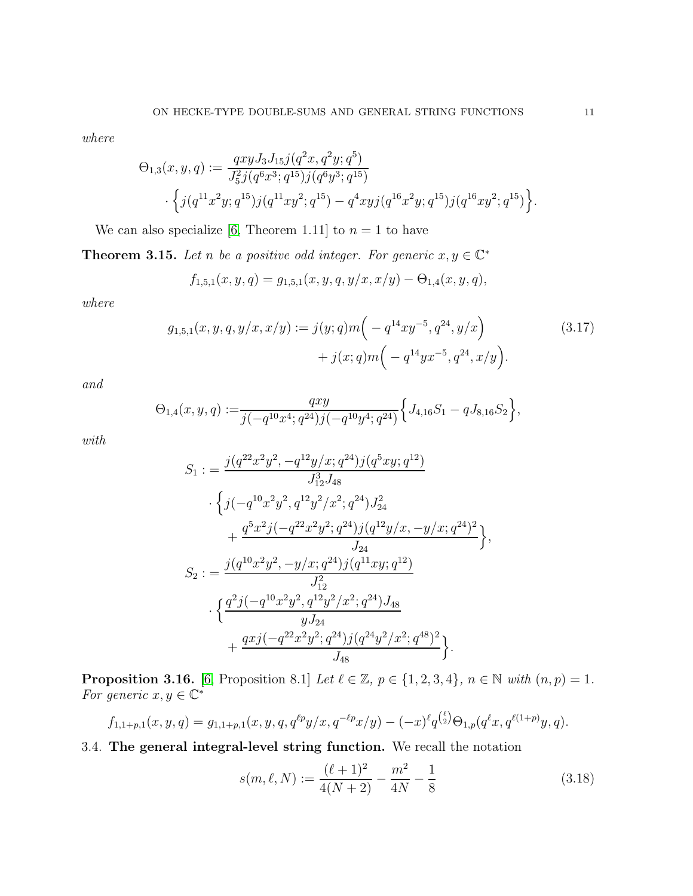*where*

$$\Theta_{1,3}(x,y,q) := \frac{qxyJ_3J_{15}j(q^2x,q^2y;q^5)}{J_5^2 j(q^6x^3;q^{15})j(q^6y^3;q^{15})} \cdot \Big\{ j(q^{11}x^2y;q^{15})j(q^{11}xy^2;q^{15}) - q^4xyj(q^{16}x^2y;q^{15})j(q^{16}xy^2;q^{15})\Big\}.$$

We can also specialize [6, Theorem 1.11] to $n=1$ to have

**Theorem 3.15.** *Let $n$ be a positive odd integer. For generic $x,y\in\mathbb{C}^*$*

$$f_{1,5,1}(x,y,q) = g_{1,5,1}(x,y,q,y/x,x/y) - \Theta_{1,4}(x,y,q),$$

*where*

$$g_{1,5,1}(x,y,q,y/x,x/y) := j(y;q)m\Big(-q^{14}xy^{-5},q^{24},y/x\Big) + j(x;q)m\Big(-q^{14}yx^{-5},q^{24},x/y\Big). \tag{3.17}$$

*and*

$$\Theta_{1,4}(x,y,q) := \frac{qxy}{j(-q^{10}x^4;q^{24})j(-q^{10}y^4;q^{24})}\Big\{J_{4,16}S_1 - qJ_{8,16}S_2\Big\},$$

*with*

$$\begin{aligned} S_1 :&= \frac{j(q^{22}x^2y^2,-q^{12}y/x;q^{24})j(q^5xy;q^{12})}{J_{12}^3J_{48}} \\ &\cdot \Big\{ j(-q^{10}x^2y^2,q^{12}y^2/x^2;q^{24})J_{24}^2 \\ &\quad + \frac{q^5x^2j(-q^{22}x^2y^2;q^{24})j(q^{12}y/x,-y/x;q^{24})^2}{J_{24}}\Big\},\\ S_2 :&= \frac{j(q^{10}x^2y^2,-y/x;q^{24})j(q^{11}xy;q^{12})}{J_{12}^2} \\ &\cdot \Big\{ \frac{q^2j(-q^{10}x^2y^2,q^{12}y^2/x^2;q^{24})J_{48}}{yJ_{24}} \\ &\quad + \frac{qxj(-q^{22}x^2y^2;q^{24})j(q^{24}y^2/x^2;q^{48})^2}{J_{48}}\Big\}. \end{aligned}$$

**Proposition 3.16.** [6, Proposition 8.1] *Let $\ell\in\mathbb{Z}$, $p\in\{1,2,3,4\}$, $n\in\mathbb{N}$ with $(n,p)=1$. For generic $x,y\in\mathbb{C}^*$*

$$f_{1,1+p,1}(x,y,q) = g_{1,1+p,1}(x,y,q,q^{\ell p}y/x,q^{-\ell p}x/y) - (-x)^{\ell}q^{\binom{\ell}{2}}\Theta_{1,p}(q^{\ell}x,q^{\ell(1+p)}y,q).$$

### 3.4. The general integral-level string function.

We recall the notation

$$s(m,\ell,N) := \frac{(\ell+1)^2}{4(N+2)} - \frac{m^2}{4N} - \frac{1}{8} \tag{3.18}$$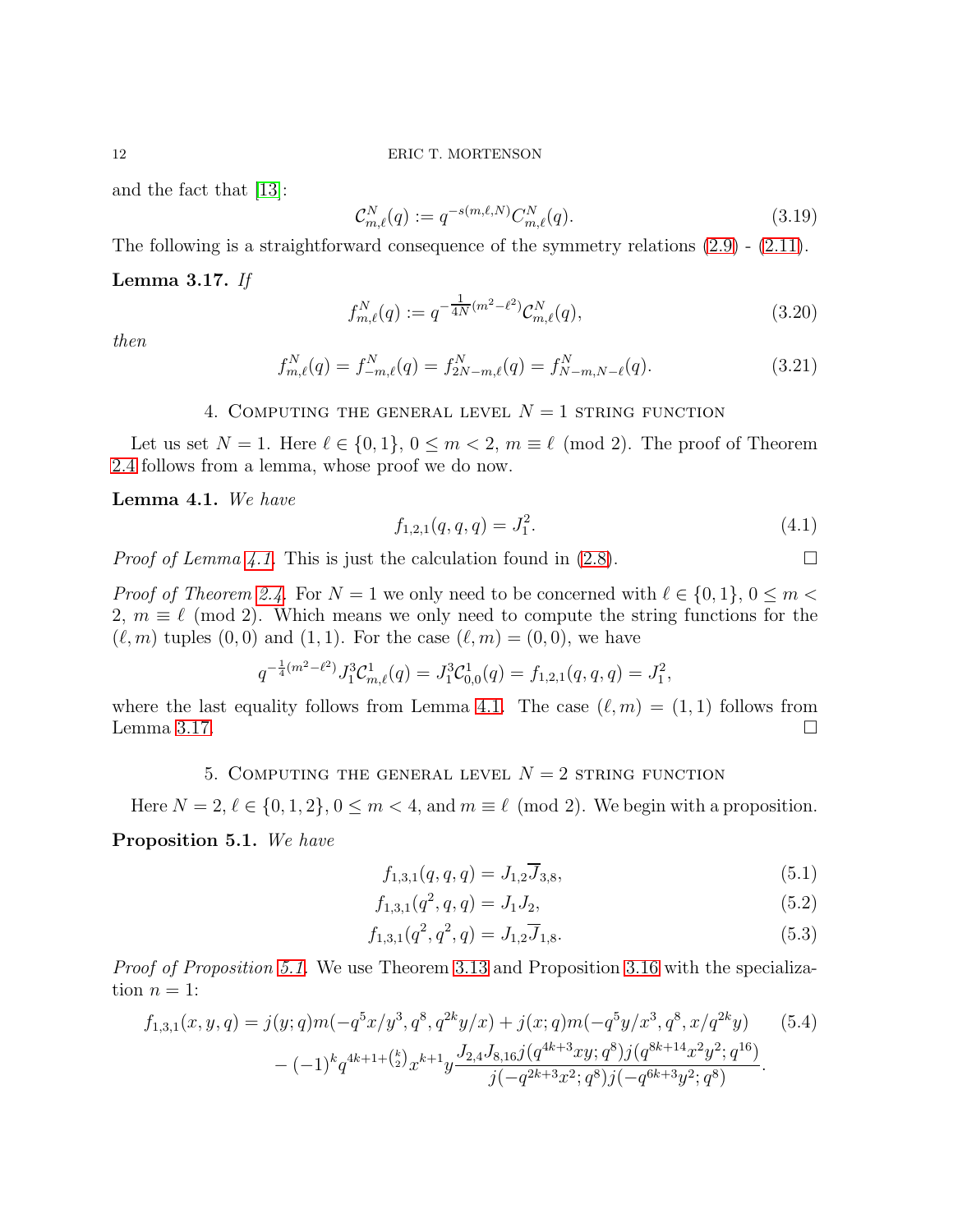and the fact that [13]:

$$\mathcal{C}_{m,\ell}^{N}(q) := q^{-s(m,\ell,N)} C_{m,\ell}^{N}(q). \tag{3.19}$$

The following is a straightforward consequence of the symmetry relations (2.9) - (2.11).

**Lemma 3.17.** *If*

$$f_{m,\ell}^{N}(q) := q^{-\frac{1}{4N}(m^2-\ell^2)} \mathcal{C}_{m,\ell}^{N}(q), \tag{3.20}$$

*then*

$$f_{m,\ell}^{N}(q) = f_{-m,\ell}^{N}(q) = f_{2N-m,\ell}^{N}(q) = f_{N-m,N-\ell}^{N}(q). \tag{3.21}$$

## 4. Computing the general level $N = 1$ string function

Let us set $N = 1$. Here $\ell \in \{0, 1\}$, $0 \le m < 2$, $m \equiv \ell \pmod 2$. The proof of Theorem 2.4 follows from a lemma, whose proof we do now.

**Lemma 4.1.** *We have*

$$f_{1,2,1}(q, q, q) = J_1^2. \tag{4.1}$$

*Proof of Lemma 4.1.* This is just the calculation found in (2.8). □

*Proof of Theorem 2.4.* For $N = 1$ we only need to be concerned with $\ell \in \{0, 1\}$, $0 \le m < 2$, $m \equiv \ell \pmod 2$. Which means we only need to compute the string functions for the $(\ell, m)$ tuples $(0, 0)$ and $(1, 1)$. For the case $(\ell, m) = (0, 0)$, we have

$$q^{-\frac{1}{4}(m^2-\ell^2)} J_1^3 \mathcal{C}_{m,\ell}^{1}(q) = J_1^3 \mathcal{C}_{0,0}^{1}(q) = f_{1,2,1}(q, q, q) = J_1^2,$$

where the last equality follows from Lemma 4.1. The case $(\ell, m) = (1, 1)$ follows from Lemma 3.17. □

## 5. Computing the general level $N = 2$ string function

Here $N = 2$, $\ell \in \{0, 1, 2\}$, $0 \le m < 4$, and $m \equiv \ell \pmod 2$. We begin with a proposition.

**Proposition 5.1.** *We have*

$$f_{1,3,1}(q, q, q) = J_{1,2}\overline{J}_{3,8}, \tag{5.1}$$

$$f_{1,3,1}(q^2, q, q) = J_1 J_2, \tag{5.2}$$

$$f_{1,3,1}(q^2, q^2, q) = J_{1,2}\overline{J}_{1,8}. \tag{5.3}$$

*Proof of Proposition 5.1.* We use Theorem 3.13 and Proposition 3.16 with the specialization $n = 1$:

$$\begin{aligned} f_{1,3,1}(x, y, q) &= j(y; q) m(-q^5 x/y^3, q^8, q^{2k} y/x) + j(x; q) m(-q^5 y/x^3, q^8, x/q^{2k} y) \\ &\quad - (-1)^k q^{4k+1+\binom{k}{2}} x^{k+1} y \frac{J_{2,4} J_{8,16} j(q^{4k+3} xy; q^8) j(q^{8k+14} x^2 y^2; q^{16})}{j(-q^{2k+3} x^2; q^8) j(-q^{6k+3} y^2; q^8)}. \end{aligned} \tag{5.4}$$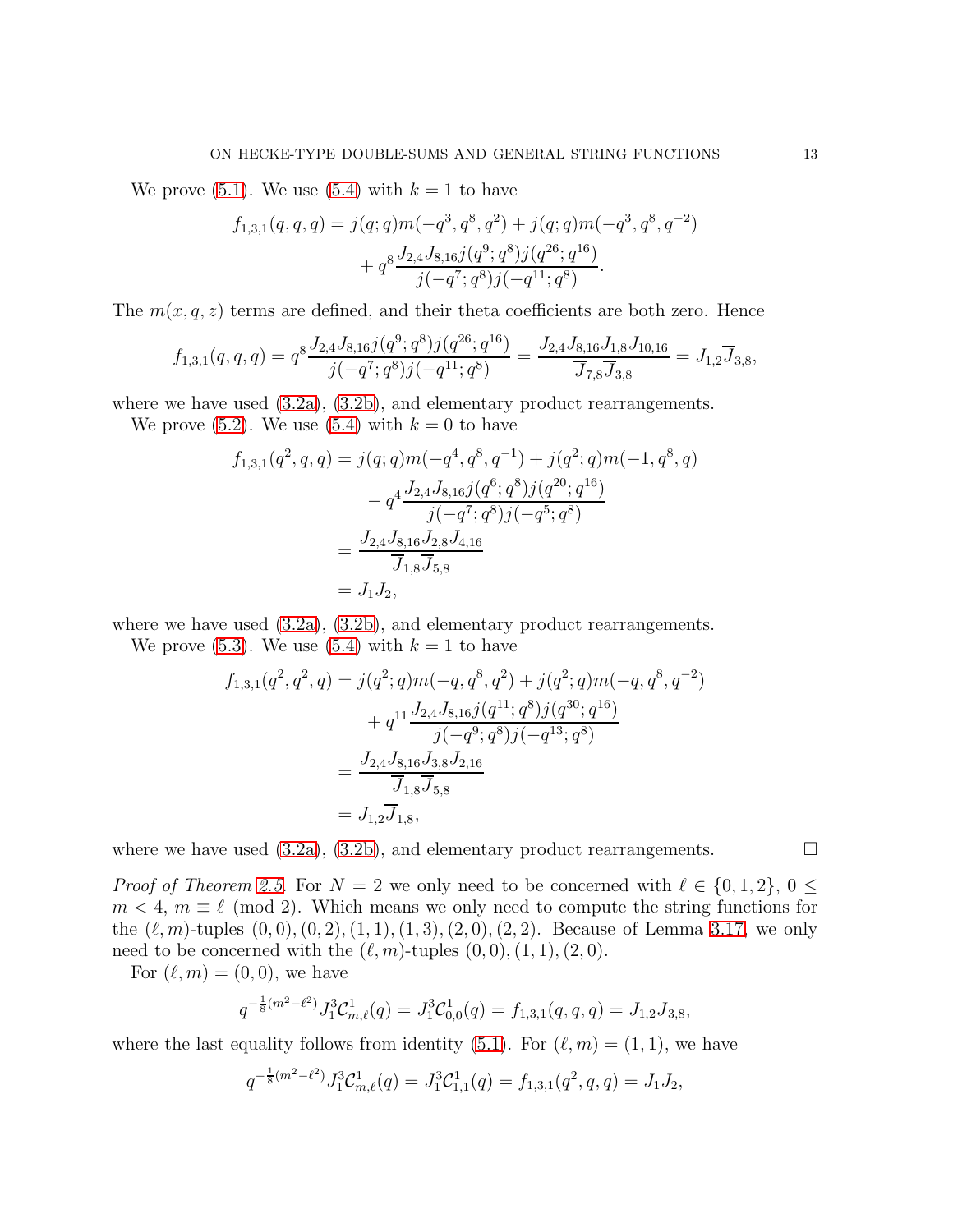We prove (5.1). We use (5.4) with $k=1$ to have

$$f_{1,3,1}(q,q,q)=j(q;q)m(-q^3,q^8,q^2)+j(q;q)m(-q^3,q^8,q^{-2})\\
+q^8\frac{J_{2,4}J_{8,16}j(q^9;q^8)j(q^{26};q^{16})}{j(-q^7;q^8)j(-q^{11};q^8)}.$$

The $m(x,q,z)$ terms are defined, and their theta coefficients are both zero. Hence

$$f_{1,3,1}(q,q,q)=q^8\frac{J_{2,4}J_{8,16}j(q^9;q^8)j(q^{26};q^{16})}{j(-q^7;q^8)j(-q^{11};q^8)}=\frac{J_{2,4}J_{8,16}J_{1,8}J_{10,16}}{\overline{J}_{7,8}\overline{J}_{3,8}}=J_{1,2}\overline{J}_{3,8},$$

where we have used (3.2a), (3.2b), and elementary product rearrangements.

We prove (5.2). We use (5.4) with $k=0$ to have

$$\begin{aligned}
f_{1,3,1}(q^2,q,q)&=j(q;q)m(-q^4,q^8,q^{-1})+j(q^2;q)m(-1,q^8,q)\\
&\qquad -q^4\frac{J_{2,4}J_{8,16}j(q^6;q^8)j(q^{20};q^{16})}{j(-q^7;q^8)j(-q^5;q^8)}\\
&=\frac{J_{2,4}J_{8,16}J_{2,8}J_{4,16}}{\overline{J}_{1,8}\overline{J}_{5,8}}\\
&=J_1J_2,
\end{aligned}$$

where we have used (3.2a), (3.2b), and elementary product rearrangements.

We prove (5.3). We use (5.4) with $k=1$ to have

$$\begin{aligned}
f_{1,3,1}(q^2,q^2,q)&=j(q^2;q)m(-q,q^8,q^2)+j(q^2;q)m(-q,q^8,q^{-2})\\
&\qquad +q^{11}\frac{J_{2,4}J_{8,16}j(q^{11};q^8)j(q^{30};q^{16})}{j(-q^9;q^8)j(-q^{13};q^8)}\\
&=\frac{J_{2,4}J_{8,16}J_{3,8}J_{2,16}}{\overline{J}_{1,8}\overline{J}_{5,8}}\\
&=J_{1,2}\overline{J}_{1,8},
\end{aligned}$$

where we have used (3.2a), (3.2b), and elementary product rearrangements. $\square$

*Proof of Theorem 2.5.* For $N=2$ we only need to be concerned with $\ell\in\{0,1,2\}$, $0\le m<4$, $m\equiv\ell \pmod 2$. Which means we only need to compute the string functions for the $(\ell,m)$-tuples $(0,0),(0,2),(1,1),(1,3),(2,0),(2,2)$. Because of Lemma 3.17, we only need to be concerned with the $(\ell,m)$-tuples $(0,0),(1,1),(2,0)$.

For $(\ell,m)=(0,0)$, we have

$$q^{-\frac{1}{8}(m^2-\ell^2)}J_1^3\mathcal{C}_{m,\ell}^1(q)=J_1^3\mathcal{C}_{0,0}^1(q)=f_{1,3,1}(q,q,q)=J_{1,2}\overline{J}_{3,8},$$

where the last equality follows from identity (5.1). For $(\ell,m)=(1,1)$, we have

$$q^{-\frac{1}{8}(m^2-\ell^2)}J_1^3\mathcal{C}_{m,\ell}^1(q)=J_1^3\mathcal{C}_{1,1}^1(q)=f_{1,3,1}(q^2,q,q)=J_1J_2,$$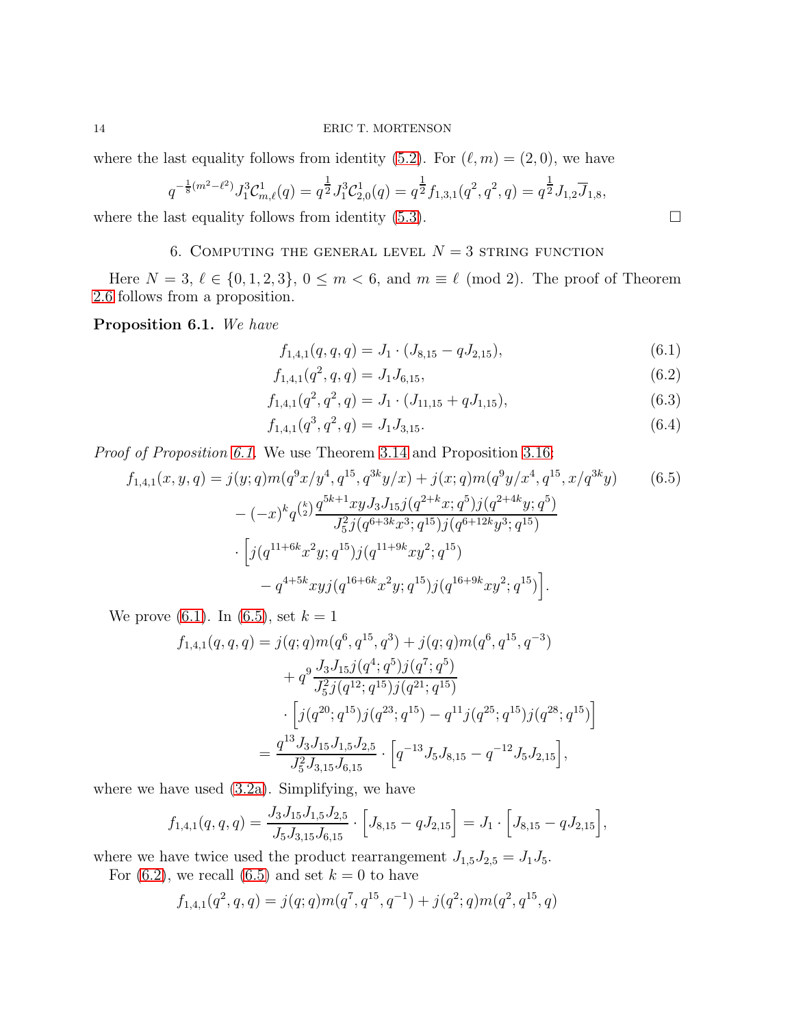where the last equality follows from identity (5.2). For $(\ell, m) = (2, 0)$, we have

$$q^{-\frac{1}{8}(m^2-\ell^2)} J_1^3 \mathcal{C}^1_{m,\ell}(q) = q^{\frac{1}{2}} J_1^3 \mathcal{C}^1_{2,0}(q) = q^{\frac{1}{2}} f_{1,3,1}(q^2, q^2, q) = q^{\frac{1}{2}} J_{1,2} \overline{J}_{1,8},$$

where the last equality follows from identity (5.3). $\square$

## 6. Computing the general level $N = 3$ string function

Here $N = 3$, $\ell \in \{0, 1, 2, 3\}$, $0 \leq m < 6$, and $m \equiv \ell \pmod 2$. The proof of Theorem 2.6 follows from a proposition.

**Proposition 6.1.** *We have*

$$f_{1,4,1}(q, q, q) = J_1 \cdot (J_{8,15} - qJ_{2,15}), \tag{6.1}$$

$$f_{1,4,1}(q^2, q, q) = J_1 J_{6,15}, \tag{6.2}$$

$$f_{1,4,1}(q^2, q^2, q) = J_1 \cdot (J_{11,15} + qJ_{1,15}), \tag{6.3}$$

$$f_{1,4,1}(q^3, q^2, q) = J_1 J_{3,15}. \tag{6.4}$$

*Proof of Proposition 6.1.* We use Theorem 3.14 and Proposition 3.16:

$$\begin{aligned} f_{1,4,1}(x, y, q) &= j(y; q) m(q^9 x/y^4, q^{15}, q^{3k} y/x) + j(x; q) m(q^9 y/x^4, q^{15}, x/q^{3k} y) \\ &\quad - (-x)^k q^{\binom{k}{2}} \frac{q^{5k+1} xy J_3 J_{15} j(q^{2+k} x; q^5) j(q^{2+4k} y; q^5)}{J_5^2 j(q^{6+3k} x^3; q^{15}) j(q^{6+12k} y^3; q^{15})} \\ &\quad \cdot \Big[ j(q^{11+6k} x^2 y; q^{15}) j(q^{11+9k} xy^2; q^{15}) \\ &\qquad - q^{4+5k} xy j(q^{16+6k} x^2 y; q^{15}) j(q^{16+9k} xy^2; q^{15}) \Big]. \end{aligned} \tag{6.5}$$

We prove (6.1). In (6.5), set $k = 1$

$$\begin{aligned} f_{1,4,1}(q, q, q) &= j(q; q) m(q^6, q^{15}, q^3) + j(q; q) m(q^6, q^{15}, q^{-3}) \\ &\quad + q^9 \frac{J_3 J_{15} j(q^4; q^5) j(q^7; q^5)}{J_5^2 j(q^{12}; q^{15}) j(q^{21}; q^{15})} \\ &\quad \cdot \Big[ j(q^{20}; q^{15}) j(q^{23}; q^{15}) - q^{11} j(q^{25}; q^{15}) j(q^{28}; q^{15}) \Big] \\ &= \frac{q^{13} J_3 J_{15} J_{1,5} J_{2,5}}{J_5^2 J_{3,15} J_{6,15}} \cdot \Big[ q^{-13} J_5 J_{8,15} - q^{-12} J_5 J_{2,15} \Big], \end{aligned}$$

where we have used (3.2a). Simplifying, we have

$$f_{1,4,1}(q, q, q) = \frac{J_3 J_{15} J_{1,5} J_{2,5}}{J_5 J_{3,15} J_{6,15}} \cdot \Big[ J_{8,15} - qJ_{2,15} \Big] = J_1 \cdot \Big[ J_{8,15} - qJ_{2,15} \Big],$$

where we have twice used the product rearrangement $J_{1,5} J_{2,5} = J_1 J_5$.

For (6.2), we recall (6.5) and set $k = 0$ to have

$$f_{1,4,1}(q^2, q, q) = j(q; q) m(q^7, q^{15}, q^{-1}) + j(q^2; q) m(q^2, q^{15}, q)$$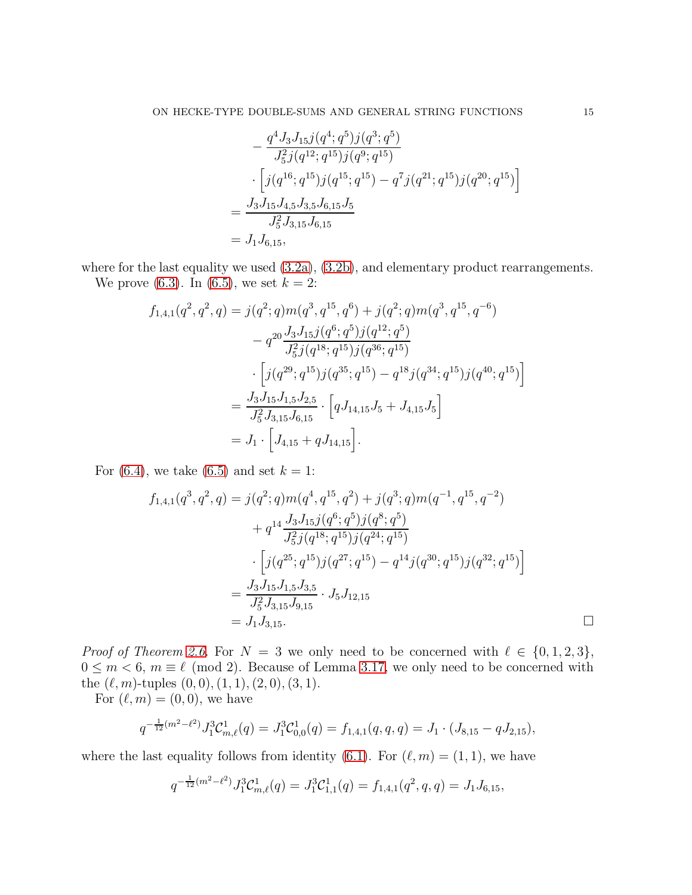$$
\begin{aligned}
&\quad - \frac{q^4 J_3 J_{15} j(q^4;q^5) j(q^3;q^5)}{J_5^2 j(q^{12};q^{15}) j(q^9;q^{15})}\\
&\quad \cdot \Big[ j(q^{16};q^{15}) j(q^{15};q^{15}) - q^7 j(q^{21};q^{15}) j(q^{20};q^{15}) \Big]\\
&= \frac{J_3 J_{15} J_{4,5} J_{3,5} J_{6,15} J_5}{J_5^2 J_{3,15} J_{6,15}}\\
&= J_1 J_{6,15},
\end{aligned}
$$

where for the last equality we used (3.2a), (3.2b), and elementary product rearrangements.

We prove (6.3). In (6.5), we set $k=2$:

$$
\begin{aligned}
f_{1,4,1}(q^2,q^2,q) &= j(q^2;q) m(q^3,q^{15},q^6) + j(q^2;q) m(q^3,q^{15},q^{-6})\\
&\quad - q^{20} \frac{J_3 J_{15} j(q^6;q^5) j(q^{12};q^5)}{J_5^2 j(q^{18};q^{15}) j(q^{36};q^{15})}\\
&\quad \cdot \Big[ j(q^{29};q^{15}) j(q^{35};q^{15}) - q^{18} j(q^{34};q^{15}) j(q^{40};q^{15}) \Big]\\
&= \frac{J_3 J_{15} J_{1,5} J_{2,5}}{J_5^2 J_{3,15} J_{6,15}} \cdot \Big[ q J_{14,15} J_5 + J_{4,15} J_5 \Big]\\
&= J_1 \cdot \Big[ J_{4,15} + q J_{14,15} \Big].
\end{aligned}
$$

For (6.4), we take (6.5) and set $k=1$:

$$
\begin{aligned}
f_{1,4,1}(q^3,q^2,q) &= j(q^2;q) m(q^4,q^{15},q^2) + j(q^3;q) m(q^{-1},q^{15},q^{-2})\\
&\quad + q^{14} \frac{J_3 J_{15} j(q^6;q^5) j(q^8;q^5)}{J_5^2 j(q^{18};q^{15}) j(q^{24};q^{15})}\\
&\quad \cdot \Big[ j(q^{25};q^{15}) j(q^{27};q^{15}) - q^{14} j(q^{30};q^{15}) j(q^{32};q^{15}) \Big]\\
&= \frac{J_3 J_{15} J_{1,5} J_{3,5}}{J_5^2 J_{3,15} J_{9,15}} \cdot J_5 J_{12,15}\\
&= J_1 J_{3,15}.
\end{aligned}
$$

∎

*Proof of Theorem 2.6.* For $N=3$ we only need to be concerned with $\ell \in \{0,1,2,3\}$, $0 \le m < 6$, $m \equiv \ell \pmod 2$. Because of Lemma 3.17, we only need to be concerned with the $(\ell,m)$-tuples $(0,0),(1,1),(2,0),(3,1)$.

For $(\ell,m)=(0,0)$, we have

$$
q^{-\frac{1}{12}(m^2-\ell^2)} J_1^3 \mathcal{C}_{m,\ell}^1(q) = J_1^3 \mathcal{C}_{0,0}^1(q) = f_{1,4,1}(q,q,q) = J_1 \cdot (J_{8,15} - q J_{2,15}),
$$

where the last equality follows from identity (6.1). For $(\ell,m)=(1,1)$, we have

$$
q^{-\frac{1}{12}(m^2-\ell^2)} J_1^3 \mathcal{C}_{m,\ell}^1(q) = J_1^3 \mathcal{C}_{1,1}^1(q) = f_{1,4,1}(q^2,q,q) = J_1 J_{6,15},
$$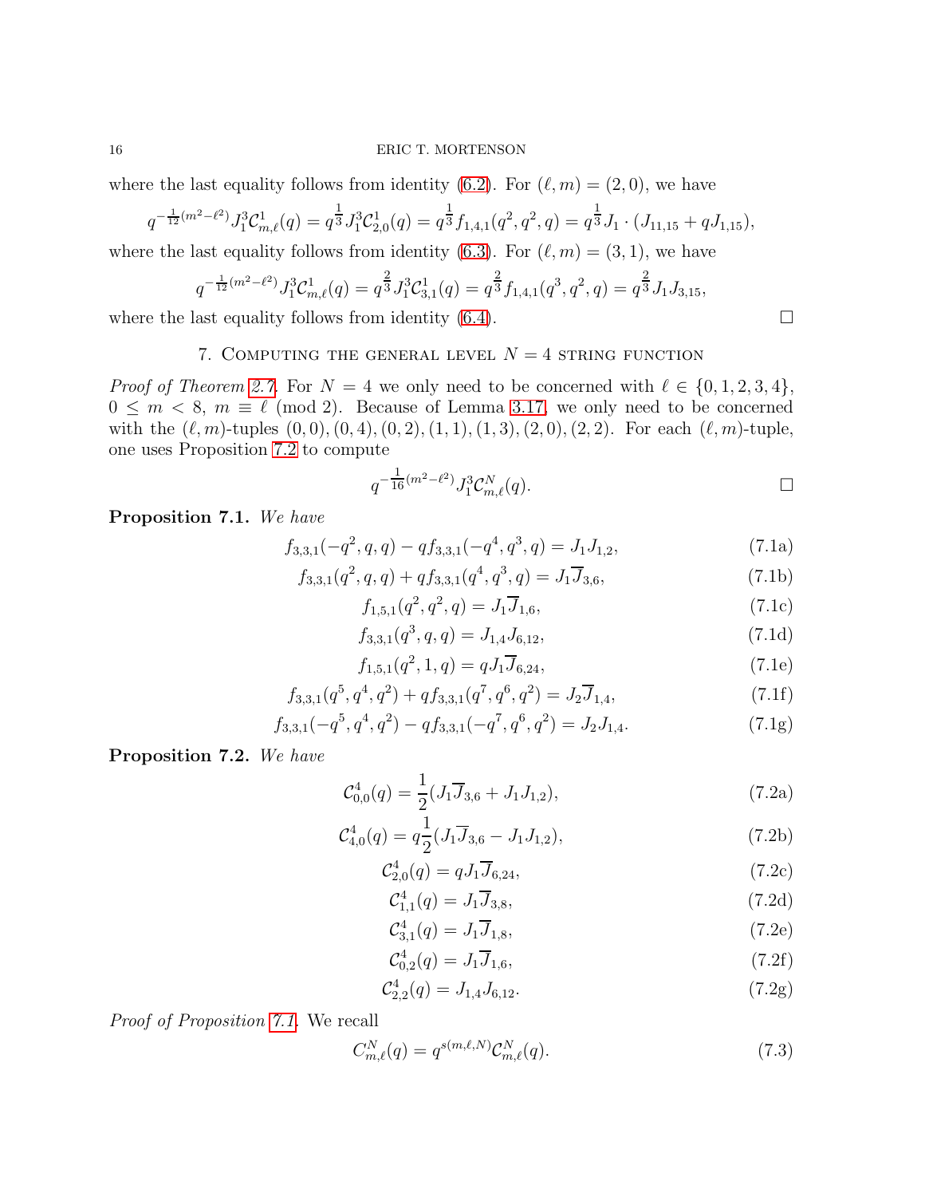where the last equality follows from identity (6.2). For $(\ell,m)=(2,0)$, we have

$$q^{-\frac{1}{12}(m^2-\ell^2)}J_1^3\mathcal{C}_{m,\ell}^1(q)=q^{\frac{1}{3}}J_1^3\mathcal{C}_{2,0}^1(q)=q^{\frac{1}{3}}f_{1,4,1}(q^2,q^2,q)=q^{\frac{1}{3}}J_1\cdot(J_{11,15}+qJ_{1,15}),$$

where the last equality follows from identity (6.3). For $(\ell,m)=(3,1)$, we have

$$q^{-\frac{1}{12}(m^2-\ell^2)}J_1^3\mathcal{C}_{m,\ell}^1(q)=q^{\frac{2}{3}}J_1^3\mathcal{C}_{3,1}^1(q)=q^{\frac{2}{3}}f_{1,4,1}(q^3,q^2,q)=q^{\frac{2}{3}}J_1J_{3,15},$$

where the last equality follows from identity (6.4). $\square$

## 7. Computing the general level $N=4$ string function

*Proof of Theorem 2.7.* For $N=4$ we only need to be concerned with $\ell\in\{0,1,2,3,4\}$, $0\le m<8$, $m\equiv\ell \pmod 2$. Because of Lemma 3.17, we only need to be concerned with the $(\ell,m)$-tuples $(0,0),(0,4),(0,2),(1,1),(1,3),(2,0),(2,2)$. For each $(\ell,m)$-tuple, one uses Proposition 7.2 to compute

$$q^{-\frac{1}{16}(m^2-\ell^2)}J_1^3\mathcal{C}_{m,\ell}^N(q). \qquad \square$$

**Proposition 7.1.** *We have*

$$f_{3,3,1}(-q^2,q,q)-qf_{3,3,1}(-q^4,q^3,q)=J_1J_{1,2}, \tag{7.1a}$$

$$f_{3,3,1}(q^2,q,q)+qf_{3,3,1}(q^4,q^3,q)=J_1\overline{J}_{3,6}, \tag{7.1b}$$

$$f_{1,5,1}(q^2,q^2,q)=J_1\overline{J}_{1,6}, \tag{7.1c}$$

$$f_{3,3,1}(q^3,q,q)=J_{1,4}J_{6,12}, \tag{7.1d}$$

$$f_{1,5,1}(q^2,1,q)=qJ_1\overline{J}_{6,24}, \tag{7.1e}$$

$$f_{3,3,1}(q^5,q^4,q^2)+qf_{3,3,1}(q^7,q^6,q^2)=J_2\overline{J}_{1,4}, \tag{7.1f}$$

$$f_{3,3,1}(-q^5,q^4,q^2)-qf_{3,3,1}(-q^7,q^6,q^2)=J_2J_{1,4}. \tag{7.1g}$$

**Proposition 7.2.** *We have*

$$\mathcal{C}_{0,0}^4(q)=\frac{1}{2}(J_1\overline{J}_{3,6}+J_1J_{1,2}), \tag{7.2a}$$

$$\mathcal{C}_{4,0}^4(q)=q\frac{1}{2}(J_1\overline{J}_{3,6}-J_1J_{1,2}), \tag{7.2b}$$

$$\mathcal{C}_{2,0}^4(q)=qJ_1\overline{J}_{6,24}, \tag{7.2c}$$

$$\mathcal{C}_{1,1}^4(q)=J_1\overline{J}_{3,8}, \tag{7.2d}$$

$$\mathcal{C}_{3,1}^4(q)=J_1\overline{J}_{1,8}, \tag{7.2e}$$

$$\mathcal{C}_{0,2}^4(q)=J_1\overline{J}_{1,6}, \tag{7.2f}$$

$$\mathcal{C}_{2,2}^4(q)=J_{1,4}J_{6,12}. \tag{7.2g}$$

*Proof of Proposition 7.1.* We recall

$$C_{m,\ell}^N(q)=q^{s(m,\ell,N)}\mathcal{C}_{m,\ell}^N(q). \tag{7.3}$$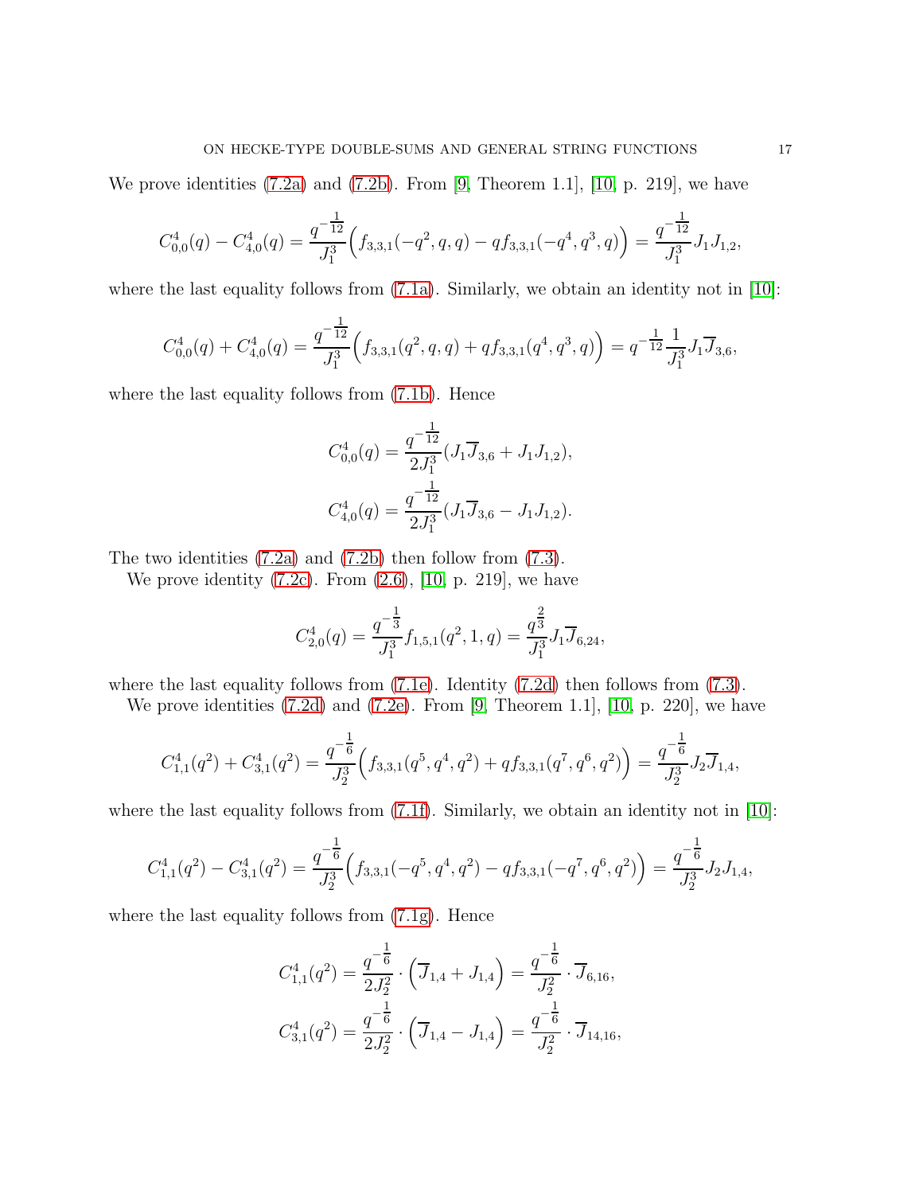We prove identities (7.2a) and (7.2b). From [9, Theorem 1.1], [10, p. 219], we have

$$C^4_{0,0}(q) - C^4_{4,0}(q) = \frac{q^{-\frac{1}{12}}}{J_1^3}\Big(f_{3,3,1}(-q^2,q,q) - qf_{3,3,1}(-q^4,q^3,q)\Big) = \frac{q^{-\frac{1}{12}}}{J_1^3}J_1J_{1,2},$$

where the last equality follows from (7.1a). Similarly, we obtain an identity not in [10]:

$$C^4_{0,0}(q) + C^4_{4,0}(q) = \frac{q^{-\frac{1}{12}}}{J_1^3}\Big(f_{3,3,1}(q^2,q,q) + qf_{3,3,1}(q^4,q^3,q)\Big) = q^{-\frac{1}{12}}\frac{1}{J_1^3}J_1\overline{J}_{3,6},$$

where the last equality follows from (7.1b). Hence

$$C^4_{0,0}(q) = \frac{q^{-\frac{1}{12}}}{2J_1^3}(J_1\overline{J}_{3,6} + J_1J_{1,2}),$$
$$C^4_{4,0}(q) = \frac{q^{-\frac{1}{12}}}{2J_1^3}(J_1\overline{J}_{3,6} - J_1J_{1,2}).$$

The two identities (7.2a) and (7.2b) then follow from (7.3).

We prove identity (7.2c). From (2.6), [10, p. 219], we have

$$C^4_{2,0}(q) = \frac{q^{-\frac{1}{3}}}{J_1^3}f_{1,5,1}(q^2,1,q) = \frac{q^{\frac{2}{3}}}{J_1^3}J_1\overline{J}_{6,24},$$

where the last equality follows from (7.1e). Identity (7.2d) then follows from (7.3).

We prove identities (7.2d) and (7.2e). From [9, Theorem 1.1], [10, p. 220], we have

$$C^4_{1,1}(q^2) + C^4_{3,1}(q^2) = \frac{q^{-\frac{1}{6}}}{J_2^3}\Big(f_{3,3,1}(q^5,q^4,q^2) + qf_{3,3,1}(q^7,q^6,q^2)\Big) = \frac{q^{-\frac{1}{6}}}{J_2^3}J_2\overline{J}_{1,4},$$

where the last equality follows from (7.1f). Similarly, we obtain an identity not in [10]:

$$C^4_{1,1}(q^2) - C^4_{3,1}(q^2) = \frac{q^{-\frac{1}{6}}}{J_2^3}\Big(f_{3,3,1}(-q^5,q^4,q^2) - qf_{3,3,1}(-q^7,q^6,q^2)\Big) = \frac{q^{-\frac{1}{6}}}{J_2^3}J_2J_{1,4},$$

where the last equality follows from (7.1g). Hence

$$C^4_{1,1}(q^2) = \frac{q^{-\frac{1}{6}}}{2J_2^2}\cdot\Big(\overline{J}_{1,4} + J_{1,4}\Big) = \frac{q^{-\frac{1}{6}}}{J_2^2}\cdot\overline{J}_{6,16},$$
$$C^4_{3,1}(q^2) = \frac{q^{-\frac{1}{6}}}{2J_2^2}\cdot\Big(\overline{J}_{1,4} - J_{1,4}\Big) = \frac{q^{-\frac{1}{6}}}{J_2^2}\cdot\overline{J}_{14,16},$$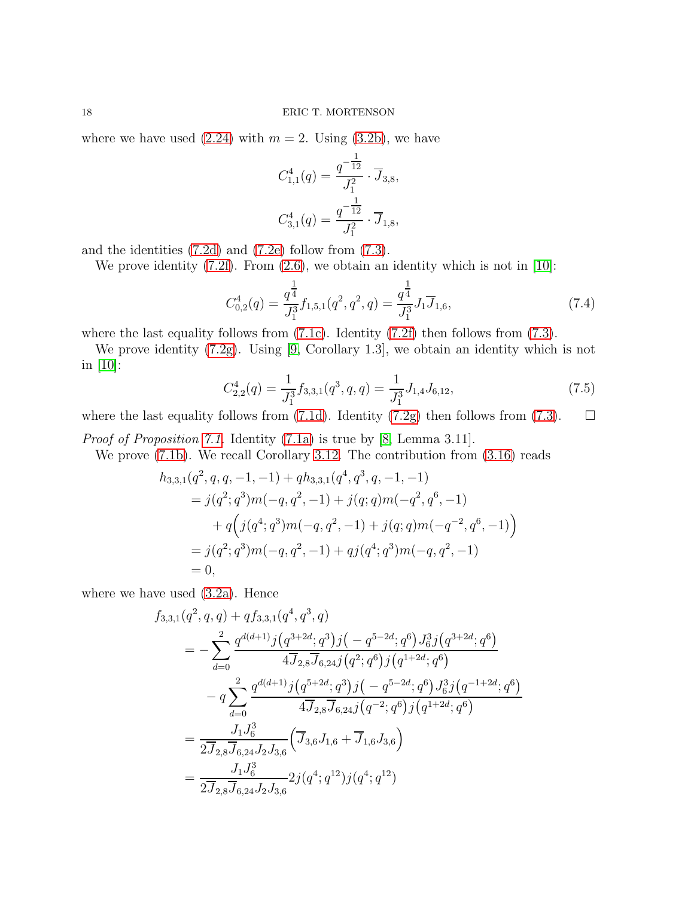where we have used (2.24) with $m=2$. Using (3.2b), we have

$$C_{1,1}^4(q)=\frac{q^{-\frac{1}{12}}}{J_1^2}\cdot \overline{J}_{3,8},$$
$$C_{3,1}^4(q)=\frac{q^{-\frac{1}{12}}}{J_1^2}\cdot \overline{J}_{1,8},$$

and the identities (7.2d) and (7.2e) follow from (7.3).

We prove identity (7.2f). From (2.6), we obtain an identity which is not in [10]:

$$C_{0,2}^4(q)=\frac{q^{\frac{1}{4}}}{J_1^3}f_{1,5,1}(q^2,q^2,q)=\frac{q^{\frac{1}{4}}}{J_1^3}J_1\overline{J}_{1,6}, \tag{7.4}$$

where the last equality follows from (7.1c). Identity (7.2f) then follows from (7.3).

We prove identity (7.2g). Using [9, Corollary 1.3], we obtain an identity which is not in [10]:

$$C_{2,2}^4(q)=\frac{1}{J_1^3}f_{3,3,1}(q^3,q,q)=\frac{1}{J_1^3}J_{1,4}J_{6,12}, \tag{7.5}$$

where the last equality follows from (7.1d). Identity (7.2g) then follows from (7.3). $\square$

*Proof of Proposition 7.1.* Identity (7.1a) is true by [8, Lemma 3.11].

We prove (7.1b). We recall Corollary 3.12. The contribution from (3.16) reads

$$\begin{aligned}
&h_{3,3,1}(q^2,q,q,-1,-1)+qh_{3,3,1}(q^4,q^3,q,-1,-1)\\
&\quad=j(q^2;q^3)m(-q,q^2,-1)+j(q;q)m(-q^2,q^6,-1)\\
&\qquad+q\Big(j(q^4;q^3)m(-q,q^2,-1)+j(q;q)m(-q^{-2},q^6,-1)\Big)\\
&\quad=j(q^2;q^3)m(-q,q^2,-1)+qj(q^4;q^3)m(-q,q^2,-1)\\
&\quad=0,
\end{aligned}$$

where we have used (3.2a). Hence

$$\begin{aligned}
&f_{3,3,1}(q^2,q,q)+qf_{3,3,1}(q^4,q^3,q)\\
&\quad=-\sum_{d=0}^{2}\frac{q^{d(d+1)}j\big(q^{3+2d};q^3\big)j\big(-q^{5-2d};q^6\big)J_6^3j\big(q^{3+2d};q^6\big)}{4\overline{J}_{2,8}\overline{J}_{6,24}j\big(q^2;q^6\big)j\big(q^{1+2d};q^6\big)}\\
&\qquad-q\sum_{d=0}^{2}\frac{q^{d(d+1)}j\big(q^{5+2d};q^3\big)j\big(-q^{5-2d};q^6\big)J_6^3j\big(q^{-1+2d};q^6\big)}{4\overline{J}_{2,8}\overline{J}_{6,24}j\big(q^{-2};q^6\big)j\big(q^{1+2d};q^6\big)}\\
&\quad=\frac{J_1J_6^3}{2\overline{J}_{2,8}\overline{J}_{6,24}J_2J_{3,6}}\Big(\overline{J}_{3,6}J_{1,6}+\overline{J}_{1,6}J_{3,6}\Big)\\
&\quad=\frac{J_1J_6^3}{2\overline{J}_{2,8}\overline{J}_{6,24}J_2J_{3,6}}2j(q^4;q^{12})j(q^4;q^{12})
\end{aligned}$$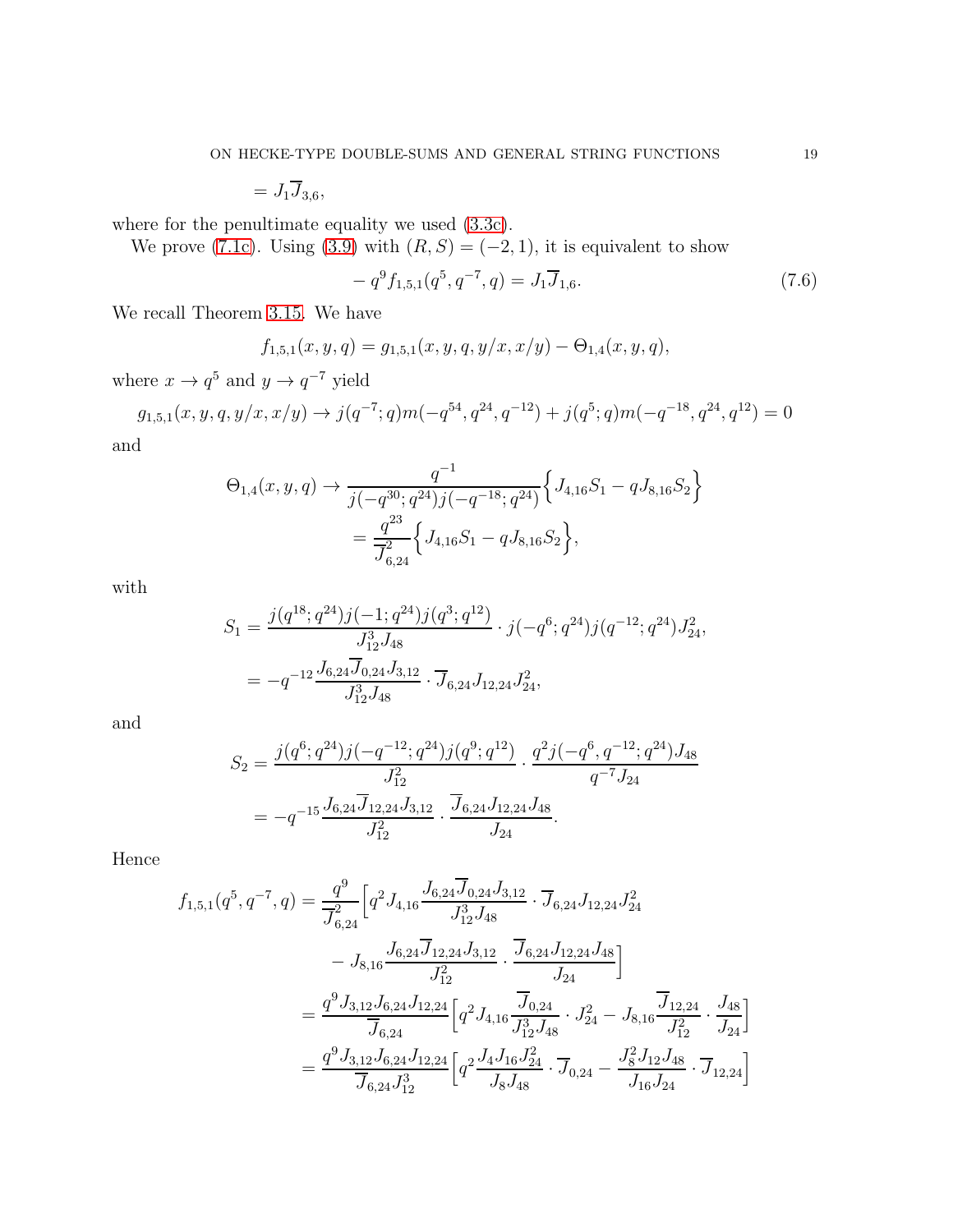$$= J_1\overline{J}_{3,6},$$

where for the penultimate equality we used (3.3c).

We prove (7.1c). Using (3.9) with $(R,S)=(-2,1)$, it is equivalent to show

$$-q^9 f_{1,5,1}(q^5,q^{-7},q) = J_1\overline{J}_{1,6}. \tag{7.6}$$

We recall Theorem 3.15. We have

$$f_{1,5,1}(x,y,q) = g_{1,5,1}(x,y,q,y/x,x/y) - \Theta_{1,4}(x,y,q),$$

where $x\to q^5$ and $y \to q^{-7}$ yield

$$g_{1,5,1}(x,y,q,y/x,x/y) \to j(q^{-7};q)m(-q^{54},q^{24},q^{-12}) + j(q^5;q)m(-q^{-18},q^{24},q^{12}) = 0$$

and

$$\begin{aligned}
\Theta_{1,4}(x,y,q) &\to \frac{q^{-1}}{j(-q^{30};q^{24})j(-q^{-18};q^{24})}\Big\{J_{4,16}S_1 - qJ_{8,16}S_2\Big\}\\
&= \frac{q^{23}}{\overline{J}_{6,24}^2}\Big\{J_{4,16}S_1 - qJ_{8,16}S_2\Big\},
\end{aligned}$$

with

$$\begin{aligned}
S_1 &= \frac{j(q^{18};q^{24})j(-1;q^{24})j(q^3;q^{12})}{J_{12}^3J_{48}} \cdot j(-q^6;q^{24})j(q^{-12};q^{24})J_{24}^2,\\
&= -q^{-12}\frac{J_{6,24}\overline{J}_{0,24}J_{3,12}}{J_{12}^3J_{48}}\cdot \overline{J}_{6,24}J_{12,24}J_{24}^2,
\end{aligned}$$

and

$$\begin{aligned}
S_2 &= \frac{j(q^6;q^{24})j(-q^{-12};q^{24})j(q^9;q^{12})}{J_{12}^2}\cdot\frac{q^2j(-q^6,q^{-12};q^{24})J_{48}}{q^{-7}J_{24}}\\
&= -q^{-15}\frac{J_{6,24}\overline{J}_{12,24}J_{3,12}}{J_{12}^2}\cdot\frac{\overline{J}_{6,24}J_{12,24}J_{48}}{J_{24}}.
\end{aligned}$$

Hence

$$\begin{aligned}
f_{1,5,1}(q^5,q^{-7},q) &= \frac{q^9}{\overline{J}_{6,24}^2}\Big[q^2J_{4,16}\frac{J_{6,24}\overline{J}_{0,24}J_{3,12}}{J_{12}^3J_{48}}\cdot\overline{J}_{6,24}J_{12,24}J_{24}^2\\
&\qquad - J_{8,16}\frac{J_{6,24}\overline{J}_{12,24}J_{3,12}}{J_{12}^2}\cdot\frac{\overline{J}_{6,24}J_{12,24}J_{48}}{J_{24}}\Big]\\
&= \frac{q^9J_{3,12}J_{6,24}J_{12,24}}{\overline{J}_{6,24}}\Big[q^2J_{4,16}\frac{\overline{J}_{0,24}}{J_{12}^3J_{48}}\cdot J_{24}^2 - J_{8,16}\frac{\overline{J}_{12,24}}{J_{12}^2}\cdot\frac{J_{48}}{J_{24}}\Big]\\
&= \frac{q^9J_{3,12}J_{6,24}J_{12,24}}{\overline{J}_{6,24}J_{12}^3}\Big[q^2\frac{J_4J_{16}J_{24}^2}{J_8J_{48}}\cdot\overline{J}_{0,24} - \frac{J_8^2J_{12}J_{48}}{J_{16}J_{24}}\cdot\overline{J}_{12,24}\Big]
\end{aligned}$$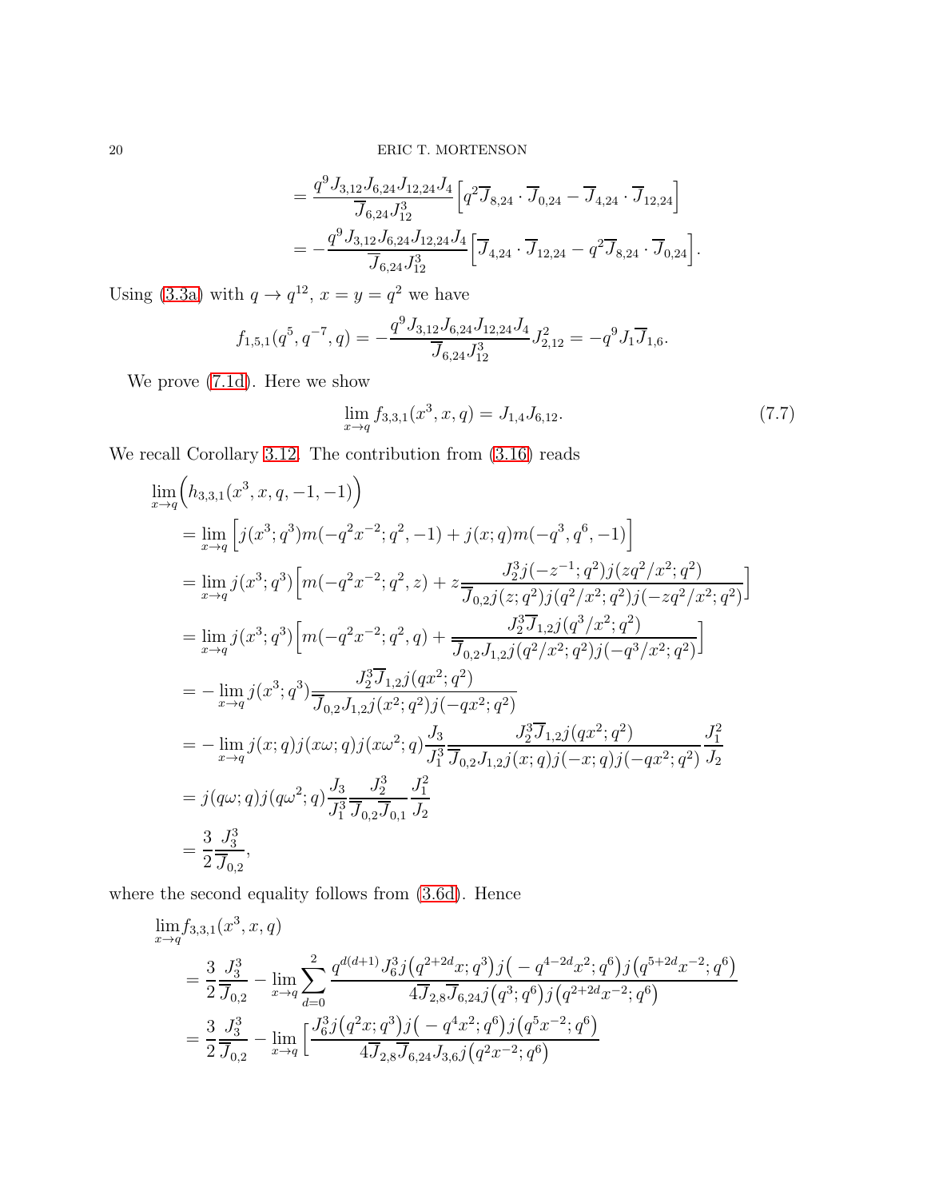$$= \frac{q^9 J_{3,12}J_{6,24}J_{12,24}J_4}{\overline{J}_{6,24}J_{12}^3}\Big[q^2\overline{J}_{8,24}\cdot\overline{J}_{0,24} - \overline{J}_{4,24}\cdot\overline{J}_{12,24}\Big]$$
$$= -\frac{q^9 J_{3,12}J_{6,24}J_{12,24}J_4}{\overline{J}_{6,24}J_{12}^3}\Big[\overline{J}_{4,24}\cdot\overline{J}_{12,24} - q^2\overline{J}_{8,24}\cdot\overline{J}_{0,24}\Big].$$

Using (3.3a) with $q\to q^{12}$, $x=y=q^2$ we have

$$f_{1,5,1}(q^5,q^{-7},q) = -\frac{q^9 J_{3,12}J_{6,24}J_{12,24}J_4}{\overline{J}_{6,24}J_{12}^3}J_{2,12}^2 = -q^9J_1\overline{J}_{1,6}.$$

We prove (7.1d). Here we show

$$\lim_{x\to q} f_{3,3,1}(x^3,x,q) = J_{1,4}J_{6,12}. \tag{7.7}$$

We recall Corollary 3.12. The contribution from (3.16) reads

$$\begin{aligned}
&\lim_{x\to q}\Big(h_{3,3,1}(x^3,x,q,-1,-1)\Big)\\
&= \lim_{x\to q}\Big[j(x^3;q^3)m(-q^2x^{-2};q^2,-1) + j(x;q)m(-q^3,q^6,-1)\Big]\\
&= \lim_{x\to q} j(x^3;q^3)\Big[m(-q^2x^{-2};q^2,z) + z\frac{J_2^3 j(-z^{-1};q^2)j(zq^2/x^2;q^2)}{\overline{J}_{0,2}j(z;q^2)j(q^2/x^2;q^2)j(-zq^2/x^2;q^2)}\Big]\\
&= \lim_{x\to q} j(x^3;q^3)\Big[m(-q^2x^{-2};q^2,q) + \frac{J_2^3\overline{J}_{1,2}j(q^3/x^2;q^2)}{\overline{J}_{0,2}J_{1,2}j(q^2/x^2;q^2)j(-q^3/x^2;q^2)}\Big]\\
&= -\lim_{x\to q} j(x^3;q^3)\frac{J_2^3\overline{J}_{1,2}j(qx^2;q^2)}{\overline{J}_{0,2}J_{1,2}j(x^2;q^2)j(-qx^2;q^2)}\\
&= -\lim_{x\to q} j(x;q)j(x\omega;q)j(x\omega^2;q)\frac{J_3}{J_1^3}\frac{J_2^3\overline{J}_{1,2}j(qx^2;q^2)}{\overline{J}_{0,2}J_{1,2}j(x;q)j(-x;q)j(-qx^2;q^2)}\frac{J_1^2}{J_2}\\
&= j(q\omega;q)j(q\omega^2;q)\frac{J_3}{J_1^3}\frac{J_2^3}{\overline{J}_{0,2}\overline{J}_{0,1}}\frac{J_1^2}{J_2}\\
&= \frac{3}{2}\frac{J_3^3}{\overline{J}_{0,2}},
\end{aligned}$$

where the second equality follows from (3.6d). Hence

$$\begin{aligned}
&\lim_{x\to q} f_{3,3,1}(x^3,x,q)\\
&= \frac{3}{2}\frac{J_3^3}{\overline{J}_{0,2}} - \lim_{x\to q}\sum_{d=0}^{2}\frac{q^{d(d+1)}J_6^3 j\big(q^{2+2d}x;q^3\big)j\big(-q^{4-2d}x^2;q^6\big)j\big(q^{5+2d}x^{-2};q^6\big)}{4\overline{J}_{2,8}\overline{J}_{6,24}j\big(q^3;q^6\big)j\big(q^{2+2d}x^{-2};q^6\big)}\\
&= \frac{3}{2}\frac{J_3^3}{\overline{J}_{0,2}} - \lim_{x\to q}\Big[\frac{J_6^3 j\big(q^2x;q^3\big)j\big(-q^4x^2;q^6\big)j\big(q^5x^{-2};q^6\big)}{4\overline{J}_{2,8}\overline{J}_{6,24}J_{3,6}j\big(q^2x^{-2};q^6\big)}
\end{aligned}$$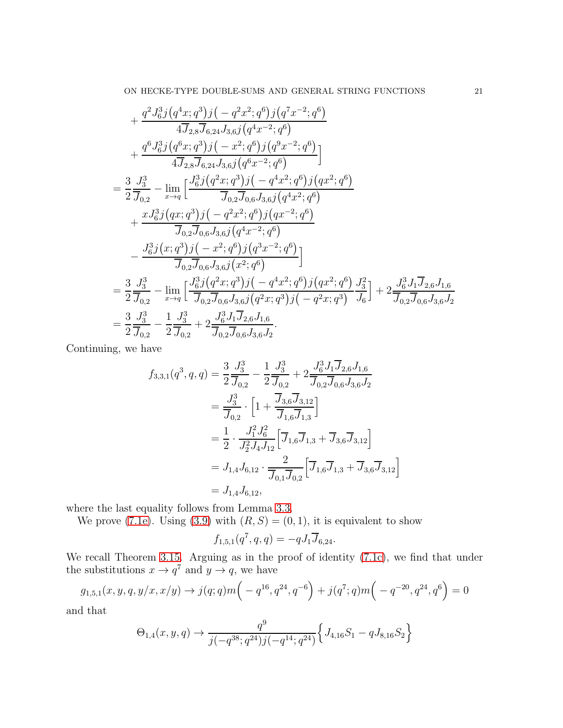$$
\begin{aligned}
&\quad + \frac{q^2 J_6^3 j\big(q^4 x;q^3\big) j\big(-q^2x^2;q^6\big) j\big(q^7 x^{-2};q^6\big)}{4\overline{J}_{2,8}\overline{J}_{6,24}J_{3,6} j\big(q^4x^{-2};q^6\big)}\\
&\quad + \frac{q^6 J_6^3 j\big(q^6 x;q^3\big) j\big(-x^2;q^6\big) j\big(q^9 x^{-2};q^6\big)}{4\overline{J}_{2,8}\overline{J}_{6,24}J_{3,6} j\big(q^6x^{-2};q^6\big)}\Big]\\
&= \frac{3}{2}\frac{J_3^3}{\overline{J}_{0,2}} - \lim_{x\to q}\Big[\frac{J_6^3 j\big(q^2x;q^3\big) j\big(-q^4x^2;q^6\big) j\big(qx^2;q^6\big)}{\overline{J}_{0,2}\overline{J}_{0,6}J_{3,6} j\big(q^4x^2;q^6\big)}\\
&\quad + \frac{x J_6^3 j\big(qx;q^3\big) j\big(-q^2x^2;q^6\big) j\big(qx^{-2};q^6\big)}{\overline{J}_{0,2}\overline{J}_{0,6}J_{3,6} j\big(q^4x^{-2};q^6\big)}\\
&\quad - \frac{J_6^3 j\big(x;q^3\big) j\big(-x^2;q^6\big) j\big(q^3x^{-2};q^6\big)}{\overline{J}_{0,2}\overline{J}_{0,6}J_{3,6} j\big(x^2;q^6\big)}\Big]\\
&= \frac{3}{2}\frac{J_3^3}{\overline{J}_{0,2}} - \lim_{x\to q}\Big[\frac{J_6^3 j\big(q^2x;q^3\big) j\big(-q^4x^2;q^6\big) j\big(qx^2;q^6\big)}{\overline{J}_{0,2}\overline{J}_{0,6}J_{3,6} j\big(q^2x;q^3\big) j\big(-q^2x;q^3\big)}\frac{J_3^2}{J_6}\Big] + 2\frac{J_6^3 J_1 \overline{J}_{2,6} J_{1,6}}{\overline{J}_{0,2}\overline{J}_{0,6}J_{3,6}J_2}\\
&= \frac{3}{2}\frac{J_3^3}{\overline{J}_{0,2}} - \frac{1}{2}\frac{J_3^3}{\overline{J}_{0,2}} + 2\frac{J_6^3 J_1 \overline{J}_{2,6} J_{1,6}}{\overline{J}_{0,2}\overline{J}_{0,6}J_{3,6}J_2}.
\end{aligned}
$$

Continuing, we have

$$
\begin{aligned}
f_{3,3,1}(q^3,q,q) &= \frac{3}{2}\frac{J_3^3}{\overline{J}_{0,2}} - \frac{1}{2}\frac{J_3^3}{\overline{J}_{0,2}} + 2\frac{J_6^3 J_1 \overline{J}_{2,6} J_{1,6}}{\overline{J}_{0,2}\overline{J}_{0,6}J_{3,6}J_2}\\
&= \frac{J_3^3}{\overline{J}_{0,2}}\cdot\Big[1 + \frac{\overline{J}_{3,6}\overline{J}_{3,12}}{\overline{J}_{1,6}\overline{J}_{1,3}}\Big]\\
&= \frac{1}{2}\cdot\frac{J_1^2 J_6^2}{J_2^2 J_4 J_{12}}\Big[\overline{J}_{1,6}\overline{J}_{1,3} + \overline{J}_{3,6}\overline{J}_{3,12}\Big]\\
&= J_{1,4}J_{6,12}\cdot\frac{2}{\overline{J}_{0,1}\overline{J}_{0,2}}\Big[\overline{J}_{1,6}\overline{J}_{1,3} + \overline{J}_{3,6}\overline{J}_{3,12}\Big]\\
&= J_{1,4}J_{6,12},
\end{aligned}
$$

where the last equality follows from Lemma 3.3.

We prove (7.1e). Using (3.9) with $(R,S)=(0,1)$, it is equivalent to show

$$
f_{1,5,1}(q^7,q,q) = -qJ_1\overline{J}_{6,24}.
$$

We recall Theorem 3.15. Arguing as in the proof of identity (7.1c), we find that under the substitutions $x\to q^7$ and $y\to q$, we have

$$
g_{1,5,1}(x,y,q,y/x,x/y) \to j(q;q)m\Big(-q^{16},q^{24},q^{-6}\Big) + j(q^7;q)m\Big(-q^{-20},q^{24},q^6\Big) = 0
$$

and that

$$
\Theta_{1,4}(x,y,q) \to \frac{q^9}{j(-q^{38};q^{24})j(-q^{14};q^{24})}\Big\{J_{4,16}S_1 - qJ_{8,16}S_2\Big\}
$$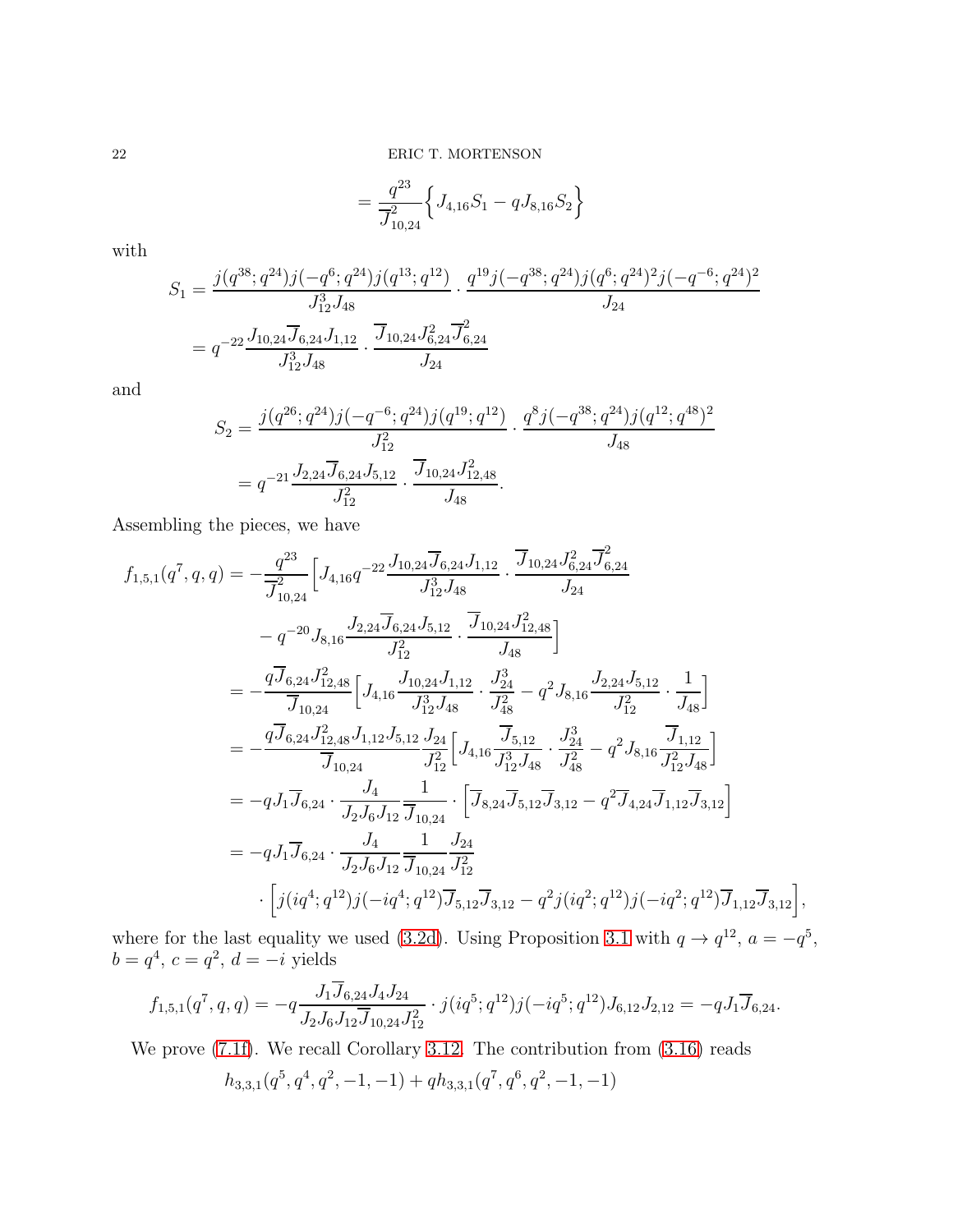$$= \frac{q^{23}}{\overline{J}_{10,24}^2}\Big\{ J_{4,16}S_1 - qJ_{8,16}S_2\Big\}$$

with

$$S_1 = \frac{j(q^{38};q^{24})j(-q^6;q^{24})j(q^{13};q^{12})}{J_{12}^3 J_{48}} \cdot \frac{q^{19}j(-q^{38};q^{24})j(q^6;q^{24})^2 j(-q^{-6};q^{24})^2}{J_{24}}$$
$$= q^{-22}\frac{J_{10,24}\overline{J}_{6,24}J_{1,12}}{J_{12}^3 J_{48}} \cdot \frac{\overline{J}_{10,24}J_{6,24}^2\overline{J}_{6,24}^2}{J_{24}}$$

and

$$S_2 = \frac{j(q^{26};q^{24})j(-q^{-6};q^{24})j(q^{19};q^{12})}{J_{12}^2}\cdot\frac{q^8 j(-q^{38};q^{24})j(q^{12};q^{48})^2}{J_{48}}$$
$$= q^{-21}\frac{J_{2,24}\overline{J}_{6,24}J_{5,12}}{J_{12}^2}\cdot\frac{\overline{J}_{10,24}J_{12,48}^2}{J_{48}}.$$

Assembling the pieces, we have

$$\begin{aligned}
f_{1,5,1}(q^7,q,q) &= -\frac{q^{23}}{\overline{J}_{10,24}^2}\Big[J_{4,16}q^{-22}\frac{J_{10,24}\overline{J}_{6,24}J_{1,12}}{J_{12}^3J_{48}}\cdot\frac{\overline{J}_{10,24}J_{6,24}^2\overline{J}_{6,24}^2}{J_{24}}\\
&\qquad - q^{-20}J_{8,16}\frac{J_{2,24}\overline{J}_{6,24}J_{5,12}}{J_{12}^2}\cdot\frac{\overline{J}_{10,24}J_{12,48}^2}{J_{48}}\Big]\\
&= -\frac{q\overline{J}_{6,24}J_{12,48}^2}{\overline{J}_{10,24}}\Big[J_{4,16}\frac{J_{10,24}J_{1,12}}{J_{12}^3J_{48}}\cdot\frac{J_{24}^3}{J_{48}^2} - q^2J_{8,16}\frac{J_{2,24}J_{5,12}}{J_{12}^2}\cdot\frac{1}{J_{48}}\Big]\\
&= -\frac{q\overline{J}_{6,24}J_{12,48}^2J_{1,12}J_{5,12}}{\overline{J}_{10,24}}\frac{J_{24}}{J_{12}^2}\Big[J_{4,16}\frac{\overline{J}_{5,12}}{J_{12}^3J_{48}}\cdot\frac{J_{24}^3}{J_{48}^2} - q^2J_{8,16}\frac{\overline{J}_{1,12}}{J_{12}^2J_{48}}\Big]\\
&= -qJ_1\overline{J}_{6,24}\cdot\frac{J_4}{J_2J_6J_{12}}\frac{1}{\overline{J}_{10,24}}\cdot\Big[\overline{J}_{8,24}\overline{J}_{5,12}\overline{J}_{3,12} - q^2\overline{J}_{4,24}\overline{J}_{1,12}\overline{J}_{3,12}\Big]\\
&= -qJ_1\overline{J}_{6,24}\cdot\frac{J_4}{J_2J_6J_{12}}\frac{1}{\overline{J}_{10,24}}\frac{J_{24}}{J_{12}^2}\\
&\qquad\cdot\Big[j(iq^4;q^{12})j(-iq^4;q^{12})\overline{J}_{5,12}\overline{J}_{3,12} - q^2j(iq^2;q^{12})j(-iq^2;q^{12})\overline{J}_{1,12}\overline{J}_{3,12}\Big],
\end{aligned}$$

where for the last equality we used (3.2d). Using Proposition 3.1 with $q\to q^{12}$, $a=-q^5$, $b=q^4$, $c=q^2$, $d=-i$ yields

$$f_{1,5,1}(q^7,q,q) = -q\frac{J_1\overline{J}_{6,24}J_4J_{24}}{J_2J_6J_{12}\overline{J}_{10,24}J_{12}^2}\cdot j(iq^5;q^{12})j(-iq^5;q^{12})J_{6,12}J_{2,12} = -qJ_1\overline{J}_{6,24}.$$

We prove (7.1f). We recall Corollary 3.12. The contribution from (3.16) reads

$$h_{3,3,1}(q^5,q^4,q^2,-1,-1) + qh_{3,3,1}(q^7,q^6,q^2,-1,-1)$$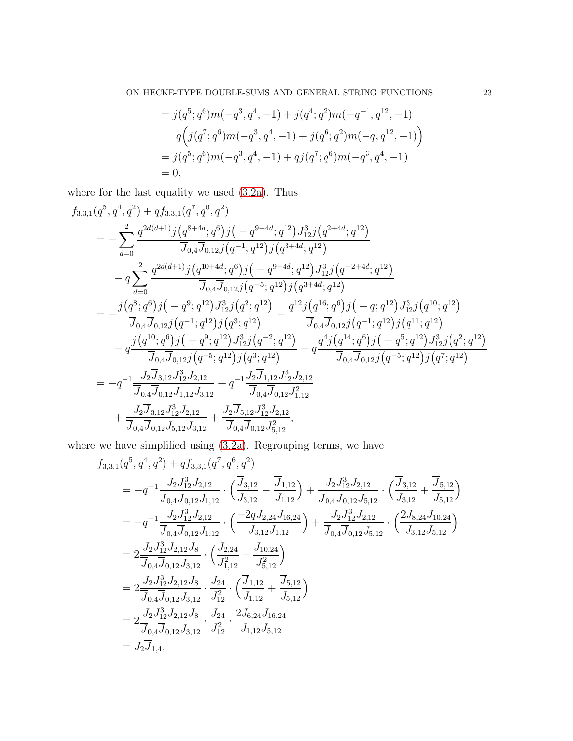$$
\begin{aligned}
&= j(q^5;q^6)m(-q^3,q^4,-1) + j(q^4;q^2)m(-q^{-1},q^{12},-1)\\
&\qquad q\Big(j(q^7;q^6)m(-q^3,q^4,-1) + j(q^6;q^2)m(-q,q^{12},-1)\Big)\\
&= j(q^5;q^6)m(-q^3,q^4,-1) + qj(q^7;q^6)m(-q^3,q^4,-1)\\
&= 0,
\end{aligned}
$$

where for the last equality we used (3.2a). Thus

$$
\begin{aligned}
&f_{3,3,1}(q^5,q^4,q^2) + qf_{3,3,1}(q^7,q^6,q^2)\\
&\quad = -\sum_{d=0}^{2}\frac{q^{2d(d+1)}j\big(q^{8+4d};q^6\big)j\big(-q^{9-4d};q^{12}\big)J_{12}^3 j\big(q^{2+4d};q^{12}\big)}{\overline{J}_{0,4}\overline{J}_{0,12}j\big(q^{-1};q^{12}\big)j\big(q^{3+4d};q^{12}\big)}\\
&\qquad - q\sum_{d=0}^{2}\frac{q^{2d(d+1)}j\big(q^{10+4d};q^6\big)j\big(-q^{9-4d};q^{12}\big)J_{12}^3 j\big(q^{-2+4d};q^{12}\big)}{\overline{J}_{0,4}\overline{J}_{0,12}j\big(q^{-5};q^{12}\big)j\big(q^{3+4d};q^{12}\big)}\\
&\quad = -\frac{j\big(q^8;q^6\big)j\big(-q^9;q^{12}\big)J_{12}^3 j\big(q^2;q^{12}\big)}{\overline{J}_{0,4}\overline{J}_{0,12}j\big(q^{-1};q^{12}\big)j\big(q^3;q^{12}\big)} - \frac{q^{12}j\big(q^{16};q^6\big)j\big(-q;q^{12}\big)J_{12}^3 j\big(q^{10};q^{12}\big)}{\overline{J}_{0,4}\overline{J}_{0,12}j\big(q^{-1};q^{12}\big)j\big(q^{11};q^{12}\big)}\\
&\qquad - q\frac{j\big(q^{10};q^6\big)j\big(-q^9;q^{12}\big)J_{12}^3 j\big(q^{-2};q^{12}\big)}{\overline{J}_{0,4}\overline{J}_{0,12}j\big(q^{-5};q^{12}\big)j\big(q^3;q^{12}\big)} - q\frac{q^4 j\big(q^{14};q^6\big)j\big(-q^5;q^{12}\big)J_{12}^3 j\big(q^2;q^{12}\big)}{\overline{J}_{0,4}\overline{J}_{0,12}j\big(q^{-5};q^{12}\big)j\big(q^7;q^{12}\big)}\\
&\quad = -q^{-1}\frac{J_2\overline{J}_{3,12}J_{12}^3 J_{2,12}}{\overline{J}_{0,4}\overline{J}_{0,12}J_{1,12}J_{3,12}} + q^{-1}\frac{J_2\overline{J}_{1,12}J_{12}^3 J_{2,12}}{\overline{J}_{0,4}\overline{J}_{0,12}J_{1,12}^2}\\
&\qquad + \frac{J_2\overline{J}_{3,12}J_{12}^3 J_{2,12}}{\overline{J}_{0,4}\overline{J}_{0,12}J_{5,12}J_{3,12}} + \frac{J_2\overline{J}_{5,12}J_{12}^3 J_{2,12}}{\overline{J}_{0,4}\overline{J}_{0,12}J_{5,12}^2},
\end{aligned}
$$

where we have simplified using (3.2a). Regrouping terms, we have

$$
\begin{aligned}
&f_{3,3,1}(q^5,q^4,q^2) + qf_{3,3,1}(q^7,q^6,q^2)\\
&\quad = -q^{-1}\frac{J_2 J_{12}^3 J_{2,12}}{\overline{J}_{0,4}\overline{J}_{0,12}J_{1,12}}\cdot\Big(\frac{\overline{J}_{3,12}}{J_{3,12}} - \frac{\overline{J}_{1,12}}{J_{1,12}}\Big) + \frac{J_2 J_{12}^3 J_{2,12}}{\overline{J}_{0,4}\overline{J}_{0,12}J_{5,12}}\cdot\Big(\frac{\overline{J}_{3,12}}{J_{3,12}} + \frac{\overline{J}_{5,12}}{J_{5,12}}\Big)\\
&\quad = -q^{-1}\frac{J_2 J_{12}^3 J_{2,12}}{\overline{J}_{0,4}\overline{J}_{0,12}J_{1,12}}\cdot\Big(\frac{-2qJ_{2,24}J_{16,24}}{J_{3,12}J_{1,12}}\Big) + \frac{J_2 J_{12}^3 J_{2,12}}{\overline{J}_{0,4}\overline{J}_{0,12}J_{5,12}}\cdot\Big(\frac{2J_{8,24}J_{10,24}}{J_{3,12}J_{5,12}}\Big)\\
&\quad = 2\frac{J_2 J_{12}^3 J_{2,12}J_8}{\overline{J}_{0,4}\overline{J}_{0,12}J_{3,12}}\cdot\Big(\frac{J_{2,24}}{J_{1,12}^2} + \frac{J_{10,24}}{J_{5,12}^2}\Big)\\
&\quad = 2\frac{J_2 J_{12}^3 J_{2,12}J_8}{\overline{J}_{0,4}\overline{J}_{0,12}J_{3,12}}\cdot\frac{J_{24}}{J_{12}^2}\cdot\Big(\frac{\overline{J}_{1,12}}{J_{1,12}} + \frac{\overline{J}_{5,12}}{J_{5,12}}\Big)\\
&\quad = 2\frac{J_2 J_{12}^3 J_{2,12}J_8}{\overline{J}_{0,4}\overline{J}_{0,12}J_{3,12}}\cdot\frac{J_{24}}{J_{12}^2}\cdot\frac{2J_{6,24}J_{16,24}}{J_{1,12}J_{5,12}}\\
&\quad = J_2\overline{J}_{1,4},
\end{aligned}
$$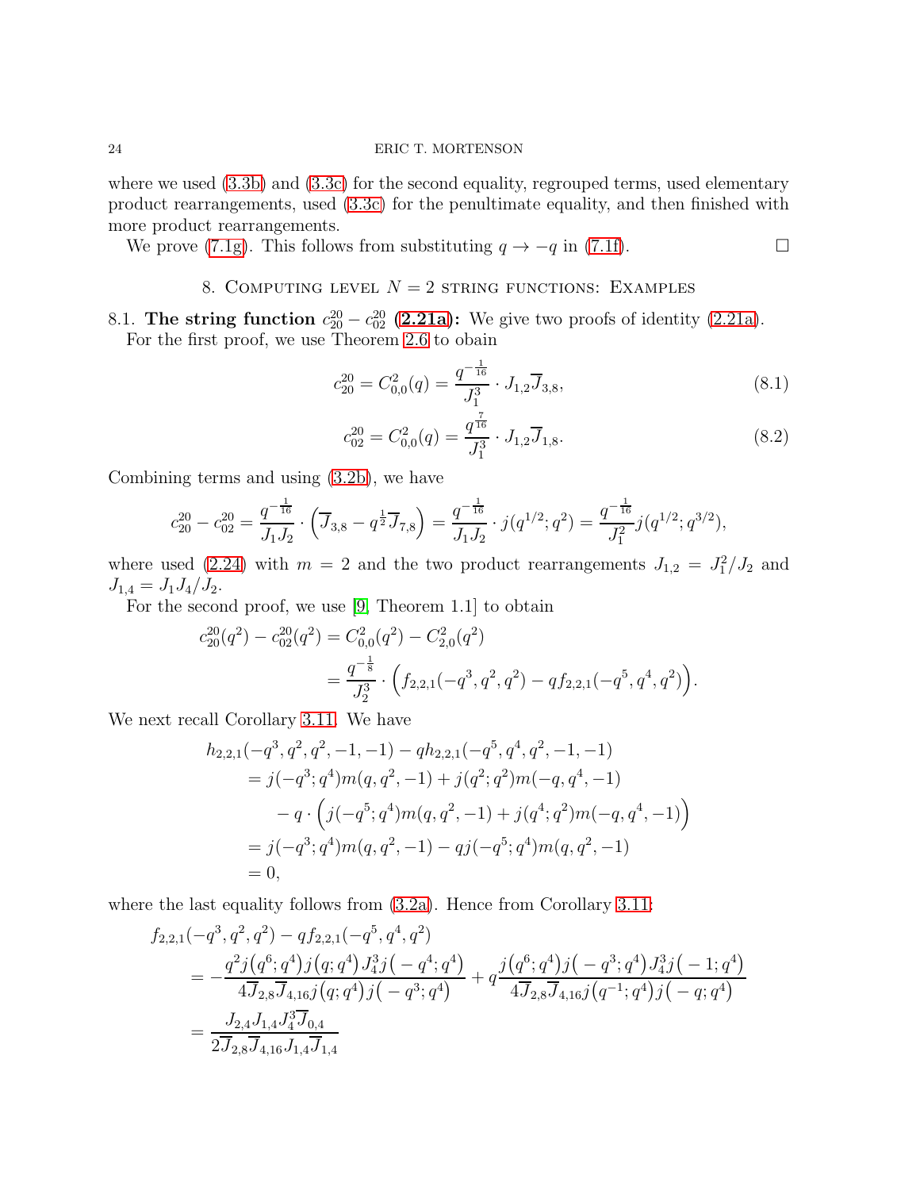where we used (3.3b) and (3.3c) for the second equality, regrouped terms, used elementary product rearrangements, used (3.3c) for the penultimate equality, and then finished with more product rearrangements.

We prove (7.1g). This follows from substituting $q \to -q$ in (7.1f). $\square$

## 8. Computing level $N=2$ string functions: Examples

**8.1. The string function $c^{20}_{20} - c^{20}_{02}$ (2.21a):** We give two proofs of identity (2.21a).

For the first proof, we use Theorem 2.6 to obain

$$c^{20}_{20} = C^{2}_{0,0}(q) = \frac{q^{-\frac{1}{16}}}{J_1^3} \cdot J_{1,2}\overline{J}_{3,8}, \tag{8.1}$$

$$c^{20}_{02} = C^{2}_{0,0}(q) = \frac{q^{\frac{7}{16}}}{J_1^3} \cdot J_{1,2}\overline{J}_{1,8}. \tag{8.2}$$

Combining terms and using (3.2b), we have

$$c^{20}_{20} - c^{20}_{02} = \frac{q^{-\frac{1}{16}}}{J_1 J_2} \cdot \left(\overline{J}_{3,8} - q^{\frac{1}{2}}\overline{J}_{7,8}\right) = \frac{q^{-\frac{1}{16}}}{J_1 J_2} \cdot j(q^{1/2};q^2) = \frac{q^{-\frac{1}{16}}}{J_1^2} j(q^{1/2};q^{3/2}),$$

where used (2.24) with $m=2$ and the two product rearrangements $J_{1,2} = J_1^2/J_2$ and $J_{1,4} = J_1 J_4/J_2$.

For the second proof, we use [9, Theorem 1.1] to obtain

$$\begin{aligned}
c^{20}_{20}(q^2) - c^{20}_{02}(q^2) &= C^{2}_{0,0}(q^2) - C^{2}_{2,0}(q^2)\\
&= \frac{q^{-\frac{1}{8}}}{J_2^3} \cdot \Big(f_{2,2,1}(-q^3,q^2,q^2) - q f_{2,2,1}(-q^5,q^4,q^2)\Big).
\end{aligned}$$

We next recall Corollary 3.11. We have

$$\begin{aligned}
h_{2,2,1}&(-q^3,q^2,q^2,-1,-1) - q h_{2,2,1}(-q^5,q^4,q^2,-1,-1)\\
&= j(-q^3;q^4)m(q,q^2,-1) + j(q^2;q^2)m(-q,q^4,-1)\\
&\qquad - q\cdot\Big(j(-q^5;q^4)m(q,q^2,-1) + j(q^4;q^2)m(-q,q^4,-1)\Big)\\
&= j(-q^3;q^4)m(q,q^2,-1) - q j(-q^5;q^4)m(q,q^2,-1)\\
&= 0,
\end{aligned}$$

where the last equality follows from (3.2a). Hence from Corollary 3.11:

$$\begin{aligned}
f_{2,2,1}&(-q^3,q^2,q^2) - q f_{2,2,1}(-q^5,q^4,q^2)\\
&= -\frac{q^2 j\big(q^6;q^4\big) j\big(q;q^4\big) J_4^3 j\big(-q^4;q^4\big)}{4\overline{J}_{2,8}\overline{J}_{4,16} j\big(q;q^4\big) j\big(-q^3;q^4\big)} + q\frac{j\big(q^6;q^4\big) j\big(-q^3;q^4\big) J_4^3 j\big(-1;q^4\big)}{4\overline{J}_{2,8}\overline{J}_{4,16} j\big(q^{-1};q^4\big) j\big(-q;q^4\big)}\\
&= \frac{J_{2,4} J_{1,4} J_4^3 \overline{J}_{0,4}}{2\overline{J}_{2,8}\overline{J}_{4,16} J_{1,4}\overline{J}_{1,4}}
\end{aligned}$$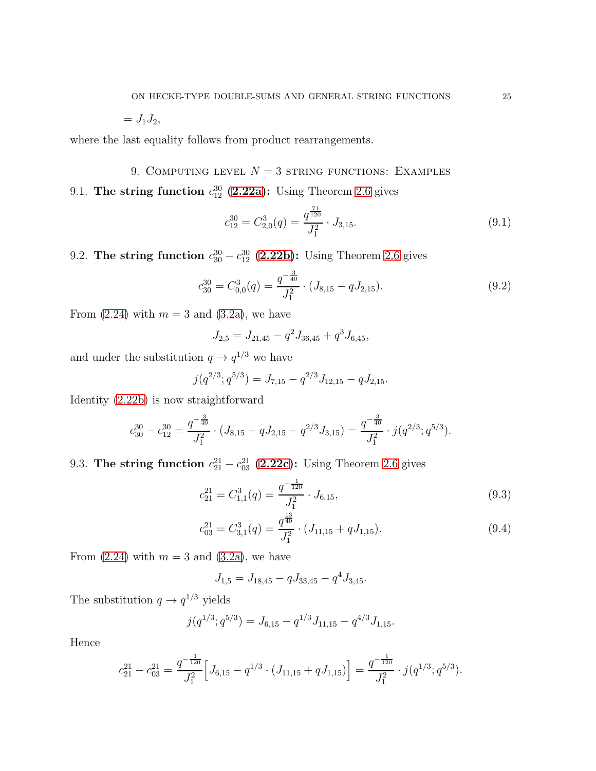$$= J_1 J_2,$$

where the last equality follows from product rearrangements.

## 9. Computing level $N = 3$ string functions: Examples

### 9.1. The string function $c_{12}^{30}$ (2.22a):

Using Theorem 2.6 gives

$$c_{12}^{30} = C_{2,0}^{3}(q) = \frac{q^{\frac{71}{120}}}{J_1^2} \cdot J_{3,15}. \tag{9.1}$$

### 9.2. The string function $c_{30}^{30} - c_{12}^{30}$ (2.22b):

Using Theorem 2.6 gives

$$c_{30}^{30} = C_{0,0}^{3}(q) = \frac{q^{-\frac{3}{40}}}{J_1^2} \cdot (J_{8,15} - qJ_{2,15}). \tag{9.2}$$

From (2.24) with $m = 3$ and (3.2a), we have

$$J_{2,5} = J_{21,45} - q^2 J_{36,45} + q^3 J_{6,45},$$

and under the substitution $q \to q^{1/3}$ we have

$$j(q^{2/3}; q^{5/3}) = J_{7,15} - q^{2/3} J_{12,15} - qJ_{2,15}.$$

Identity (2.22b) is now straightforward

$$c_{30}^{30} - c_{12}^{30} = \frac{q^{-\frac{3}{40}}}{J_1^2} \cdot (J_{8,15} - qJ_{2,15} - q^{2/3} J_{3,15}) = \frac{q^{-\frac{3}{40}}}{J_1^2} \cdot j(q^{2/3}; q^{5/3}).$$

### 9.3. The string function $c_{21}^{21} - c_{03}^{21}$ (2.22c):

Using Theorem 2.6 gives

$$c_{21}^{21} = C_{1,1}^{3}(q) = \frac{q^{-\frac{1}{120}}}{J_1^2} \cdot J_{6,15}, \tag{9.3}$$

$$c_{03}^{21} = C_{3,1}^{3}(q) = \frac{q^{\frac{13}{40}}}{J_1^2} \cdot (J_{11,15} + qJ_{1,15}). \tag{9.4}$$

From (2.24) with $m = 3$ and (3.2a), we have

$$J_{1,5} = J_{18,45} - qJ_{33,45} - q^4 J_{3,45}.$$

The substitution $q \to q^{1/3}$ yields

$$j(q^{1/3}; q^{5/3}) = J_{6,15} - q^{1/3} J_{11,15} - q^{4/3} J_{1,15}.$$

Hence

$$c_{21}^{21} - c_{03}^{21} = \frac{q^{-\frac{1}{120}}}{J_1^2} \Big[ J_{6,15} - q^{1/3} \cdot (J_{11,15} + qJ_{1,15}) \Big] = \frac{q^{-\frac{1}{120}}}{J_1^2} \cdot j(q^{1/3}; q^{5/3}).$$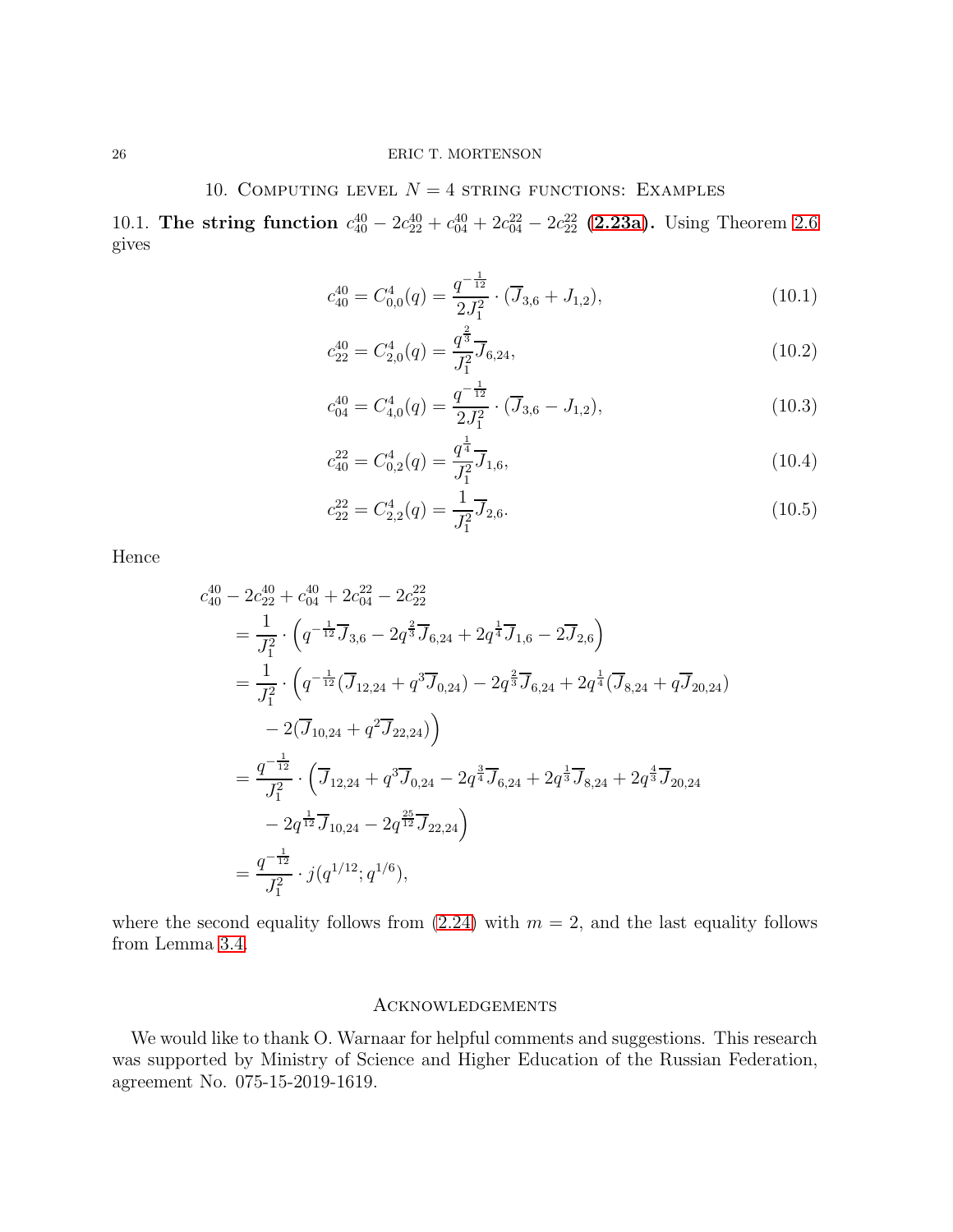## 10. Computing level $N = 4$ string functions: Examples

**10.1. The string function $c_{40}^{40} - 2c_{22}^{40} + c_{04}^{40} + 2c_{04}^{22} - 2c_{22}^{22}$ (2.23a).** Using Theorem 2.6 gives

$$c_{40}^{40} = C_{0,0}^{4}(q) = \frac{q^{-\frac{1}{12}}}{2J_1^2} \cdot (\overline{J}_{3,6} + J_{1,2}), \tag{10.1}$$

$$c_{22}^{40} = C_{2,0}^{4}(q) = \frac{q^{\frac{2}{3}}}{J_1^2}\overline{J}_{6,24}, \tag{10.2}$$

$$c_{04}^{40} = C_{4,0}^{4}(q) = \frac{q^{-\frac{1}{12}}}{2J_1^2} \cdot (\overline{J}_{3,6} - J_{1,2}), \tag{10.3}$$

$$c_{40}^{22} = C_{0,2}^{4}(q) = \frac{q^{\frac{1}{4}}}{J_1^2}\overline{J}_{1,6}, \tag{10.4}$$

$$c_{22}^{22} = C_{2,2}^{4}(q) = \frac{1}{J_1^2}\overline{J}_{2,6}. \tag{10.5}$$

Hence

$$\begin{aligned}
&c_{40}^{40} - 2c_{22}^{40} + c_{04}^{40} + 2c_{04}^{22} - 2c_{22}^{22}\\
&\quad = \frac{1}{J_1^2} \cdot \Big( q^{-\frac{1}{12}}\overline{J}_{3,6} - 2q^{\frac{2}{3}}\overline{J}_{6,24} + 2q^{\frac{1}{4}}\overline{J}_{1,6} - 2\overline{J}_{2,6}\Big)\\
&\quad = \frac{1}{J_1^2} \cdot \Big( q^{-\frac{1}{12}}(\overline{J}_{12,24} + q^{3}\overline{J}_{0,24}) - 2q^{\frac{2}{3}}\overline{J}_{6,24} + 2q^{\frac{1}{4}}(\overline{J}_{8,24} + q\overline{J}_{20,24})\\
&\qquad - 2(\overline{J}_{10,24} + q^{2}\overline{J}_{22,24})\Big)\\
&\quad = \frac{q^{-\frac{1}{12}}}{J_1^2} \cdot \Big( \overline{J}_{12,24} + q^{3}\overline{J}_{0,24} - 2q^{\frac{3}{4}}\overline{J}_{6,24} + 2q^{\frac{1}{3}}\overline{J}_{8,24} + 2q^{\frac{4}{3}}\overline{J}_{20,24}\\
&\qquad - 2q^{\frac{1}{12}}\overline{J}_{10,24} - 2q^{\frac{25}{12}}\overline{J}_{22,24}\Big)\\
&\quad = \frac{q^{-\frac{1}{12}}}{J_1^2} \cdot j(q^{1/12}; q^{1/6}),
\end{aligned}$$

where the second equality follows from (2.24) with $m = 2$, and the last equality follows from Lemma 3.4.

## Acknowledgements

We would like to thank O. Warnaar for helpful comments and suggestions. This research was supported by Ministry of Science and Higher Education of the Russian Federation, agreement No. 075-15-2019-1619.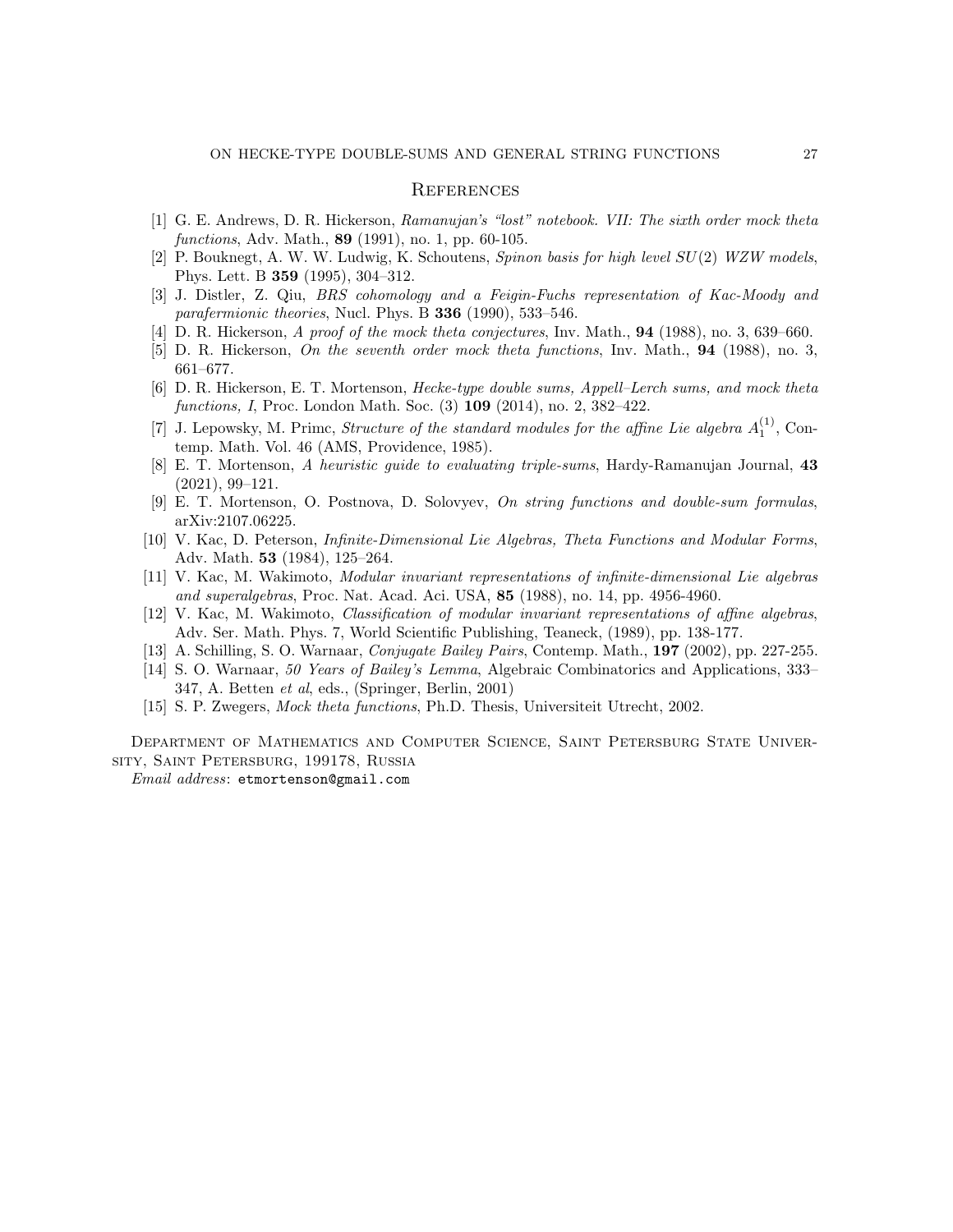## References

[1] G. E. Andrews, D. R. Hickerson, *Ramanujan's "lost" notebook. VII: The sixth order mock theta functions*, Adv. Math., **89** (1991), no. 1, pp. 60-105.

[2] P. Bouknegt, A. W. W. Ludwig, K. Schoutens, *Spinon basis for high level $SU(2)$ WZW models*, Phys. Lett. B **359** (1995), 304–312.

[3] J. Distler, Z. Qiu, *BRS cohomology and a Feigin-Fuchs representation of Kac-Moody and parafermionic theories*, Nucl. Phys. B **336** (1990), 533–546.

[4] D. R. Hickerson, *A proof of the mock theta conjectures*, Inv. Math., **94** (1988), no. 3, 639–660.

[5] D. R. Hickerson, *On the seventh order mock theta functions*, Inv. Math., **94** (1988), no. 3, 661–677.

[6] D. R. Hickerson, E. T. Mortenson, *Hecke-type double sums, Appell–Lerch sums, and mock theta functions, I*, Proc. London Math. Soc. (3) **109** (2014), no. 2, 382–422.

[7] J. Lepowsky, M. Primc, *Structure of the standard modules for the affine Lie algebra $A_1^{(1)}$*, Contemp. Math. Vol. 46 (AMS, Providence, 1985).

[8] E. T. Mortenson, *A heuristic guide to evaluating triple-sums*, Hardy-Ramanujan Journal, **43** (2021), 99–121.

[9] E. T. Mortenson, O. Postnova, D. Solovyev, *On string functions and double-sum formulas*, arXiv:2107.06225.

[10] V. Kac, D. Peterson, *Infinite-Dimensional Lie Algebras, Theta Functions and Modular Forms*, Adv. Math. **53** (1984), 125–264.

[11] V. Kac, M. Wakimoto, *Modular invariant representations of infinite-dimensional Lie algebras and superalgebras*, Proc. Nat. Acad. Aci. USA, **85** (1988), no. 14, pp. 4956-4960.

[12] V. Kac, M. Wakimoto, *Classification of modular invariant representations of affine algebras*, Adv. Ser. Math. Phys. 7, World Scientific Publishing, Teaneck, (1989), pp. 138-177.

[13] A. Schilling, S. O. Warnaar, *Conjugate Bailey Pairs*, Contemp. Math., **197** (2002), pp. 227-255.

[14] S. O. Warnaar, *50 Years of Bailey's Lemma*, Algebraic Combinatorics and Applications, 333–347, A. Betten *et al*, eds., (Springer, Berlin, 2001)

[15] S. P. Zwegers, *Mock theta functions*, Ph.D. Thesis, Universiteit Utrecht, 2002.

Department of Mathematics and Computer Science, Saint Petersburg State University, Saint Petersburg, 199178, Russia

*Email address*: `etmortenson@gmail.com`